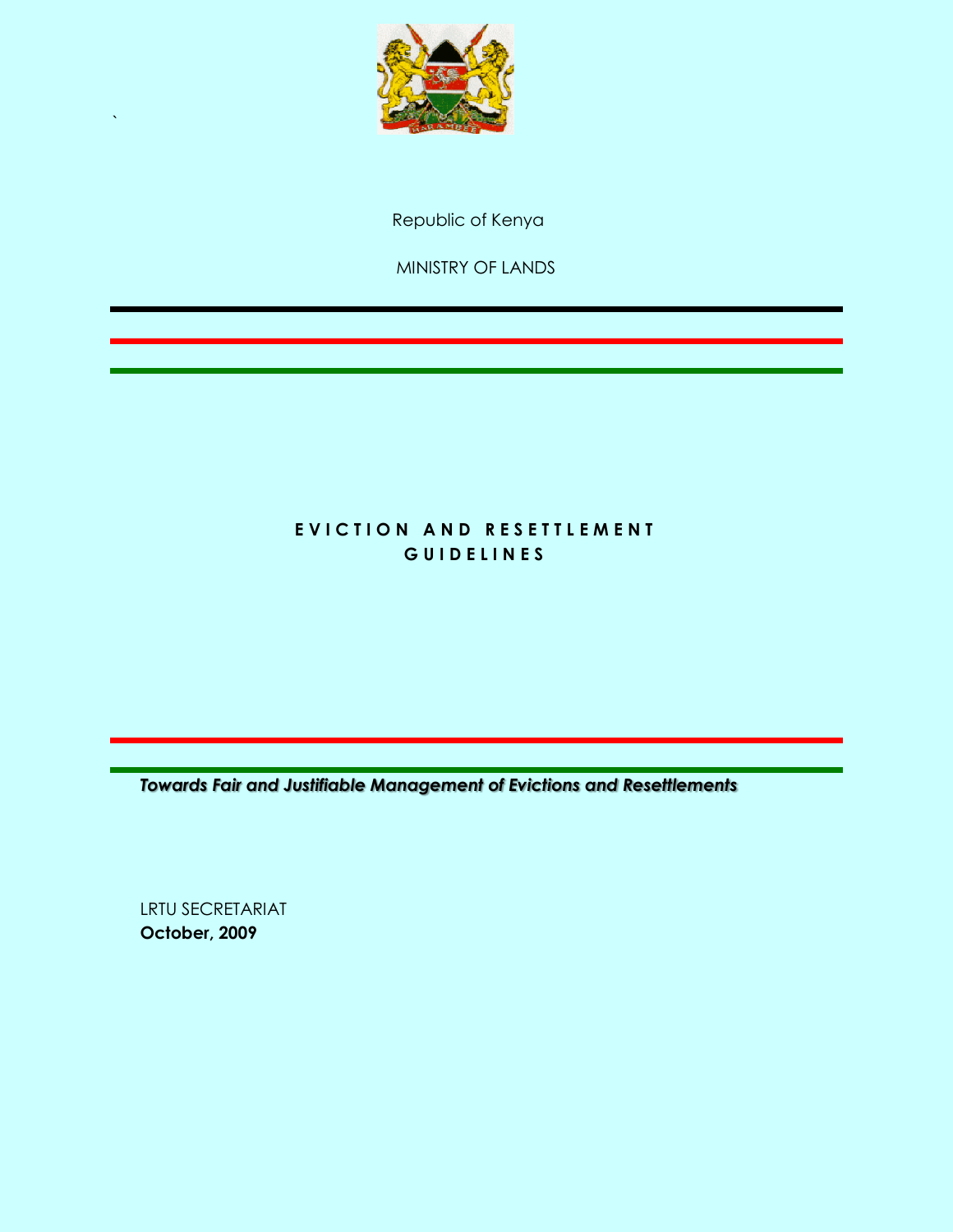Republic of Kenya

MINISTRY OF LANDS

# EVICTION AND RESETTLEMENT GUIDELINES

***Towards Fair and Justifiable Management of Evictions and Resettlements***

LRTU SECRETARIAT
**October, 2009**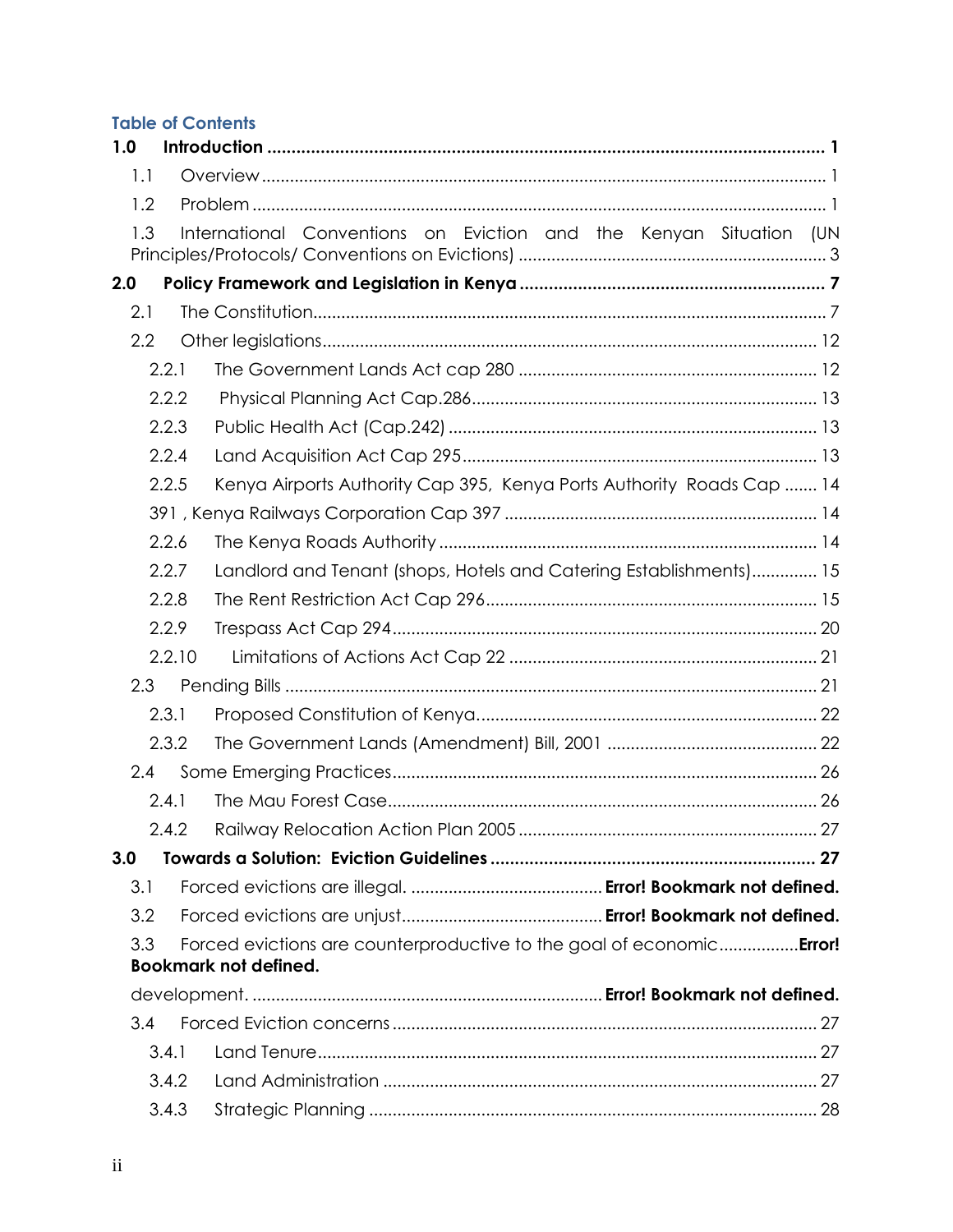## Table of Contents

**1.0 Introduction ........................................................ 1**

1.1 Overview ........................................................ 1

1.2 Problem ........................................................ 1

1.3 International Conventions on Eviction and the Kenyan Situation (UN Principles/Protocols/ Conventions on Evictions) ........................................................ 3

**2.0 Policy Framework and Legislation in Kenya ........................................................ 7**

2.1 The Constitution ........................................................ 7

2.2 Other legislations ........................................................ 12

2.2.1 The Government Lands Act cap 280 ........................................................ 12

2.2.2 Physical Planning Act Cap.286 ........................................................ 13

2.2.3 Public Health Act (Cap.242) ........................................................ 13

2.2.4 Land Acquisition Act Cap 295 ........................................................ 13

2.2.5 Kenya Airports Authority Cap 395, Kenya Ports Authority Roads Cap ....... 14

391 , Kenya Railways Corporation Cap 397 ........................................................ 14

2.2.6 The Kenya Roads Authority ........................................................ 14

2.2.7 Landlord and Tenant (shops, Hotels and Catering Establishments).............. 15

2.2.8 The Rent Restriction Act Cap 296 ........................................................ 15

2.2.9 Trespass Act Cap 294 ........................................................ 20

2.2.10 Limitations of Actions Act Cap 22 ........................................................ 21

2.3 Pending Bills ........................................................ 21

2.3.1 Proposed Constitution of Kenya ........................................................ 22

2.3.2 The Government Lands (Amendment) Bill, 2001 ........................................................ 22

2.4 Some Emerging Practices ........................................................ 26

2.4.1 The Mau Forest Case ........................................................ 26

2.4.2 Railway Relocation Action Plan 2005 ........................................................ 27

**3.0 Towards a Solution: Eviction Guidelines ........................................................ 27**

3.1 Forced evictions are illegal. ........................................ **Error! Bookmark not defined.**

3.2 Forced evictions are unjust ........................................ **Error! Bookmark not defined.**

3.3 Forced evictions are counterproductive to the goal of economic.................**Error! Bookmark not defined.**

development. ........................................ **Error! Bookmark not defined.**

3.4 Forced Eviction concerns ........................................................ 27

3.4.1 Land Tenure ........................................................ 27

3.4.2 Land Administration ........................................................ 27

3.4.3 Strategic Planning ........................................................ 28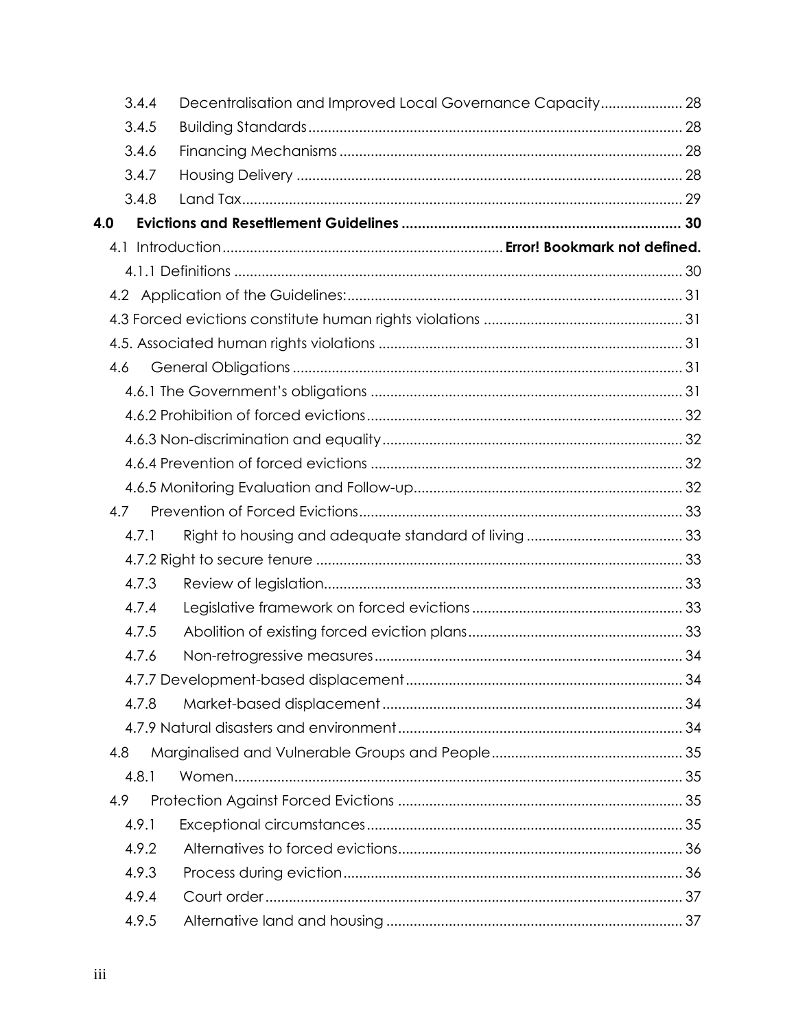3.4.4 Decentralisation and Improved Local Governance Capacity ..................... 28
3.4.5 Building Standards ................................................................................ 28
3.4.6 Financing Mechanisms ........................................................................ 28
3.4.7 Housing Delivery .................................................................................. 28
3.4.8 Land Tax ................................................................................................ 29

**4.0 Evictions and Resettlement Guidelines ..................................................................... 30**

4.1 Introduction ...................................................................... **Error! Bookmark not defined.**

4.1.1 Definitions .................................................................................................. 30

4.2 Application of the Guidelines: ..................................................................... 31

4.3 Forced evictions constitute human rights violations .................................................. 31

4.5. Associated human rights violations ............................................................. 31

4.6 General Obligations ................................................................................... 31

4.6.1 The Government's obligations ............................................................... 31

4.6.2 Prohibition of forced evictions ................................................................ 32

4.6.3 Non-discrimination and equality ............................................................. 32

4.6.4 Prevention of forced evictions ................................................................ 32

4.6.5 Monitoring Evaluation and Follow-up ..................................................... 32

4.7 Prevention of Forced Evictions .................................................................. 33

4.7.1 Right to housing and adequate standard of living ........................................ 33

4.7.2 Right to secure tenure ............................................................................. 33

4.7.3 Review of legislation ........................................................................... 33

4.7.4 Legislative framework on forced evictions ...................................................... 33

4.7.5 Abolition of existing forced eviction plans ....................................................... 33

4.7.6 Non-retrogressive measures ............................................................... 34

4.7.7 Development-based displacement ...................................................... 34

4.7.8 Market-based displacement ............................................................ 34

4.7.9 Natural disasters and environment ........................................................ 34

4.8 Marginalised and Vulnerable Groups and People ................................................ 35

4.8.1 Women ................................................................................................. 35

4.9 Protection Against Forced Evictions ........................................................ 35

4.9.1 Exceptional circumstances ................................................................ 35

4.9.2 Alternatives to forced evictions ........................................................ 36

4.9.3 Process during eviction ...................................................................... 36

4.9.4 Court order .......................................................................................... 37

4.9.5 Alternative land and housing ........................................................... 37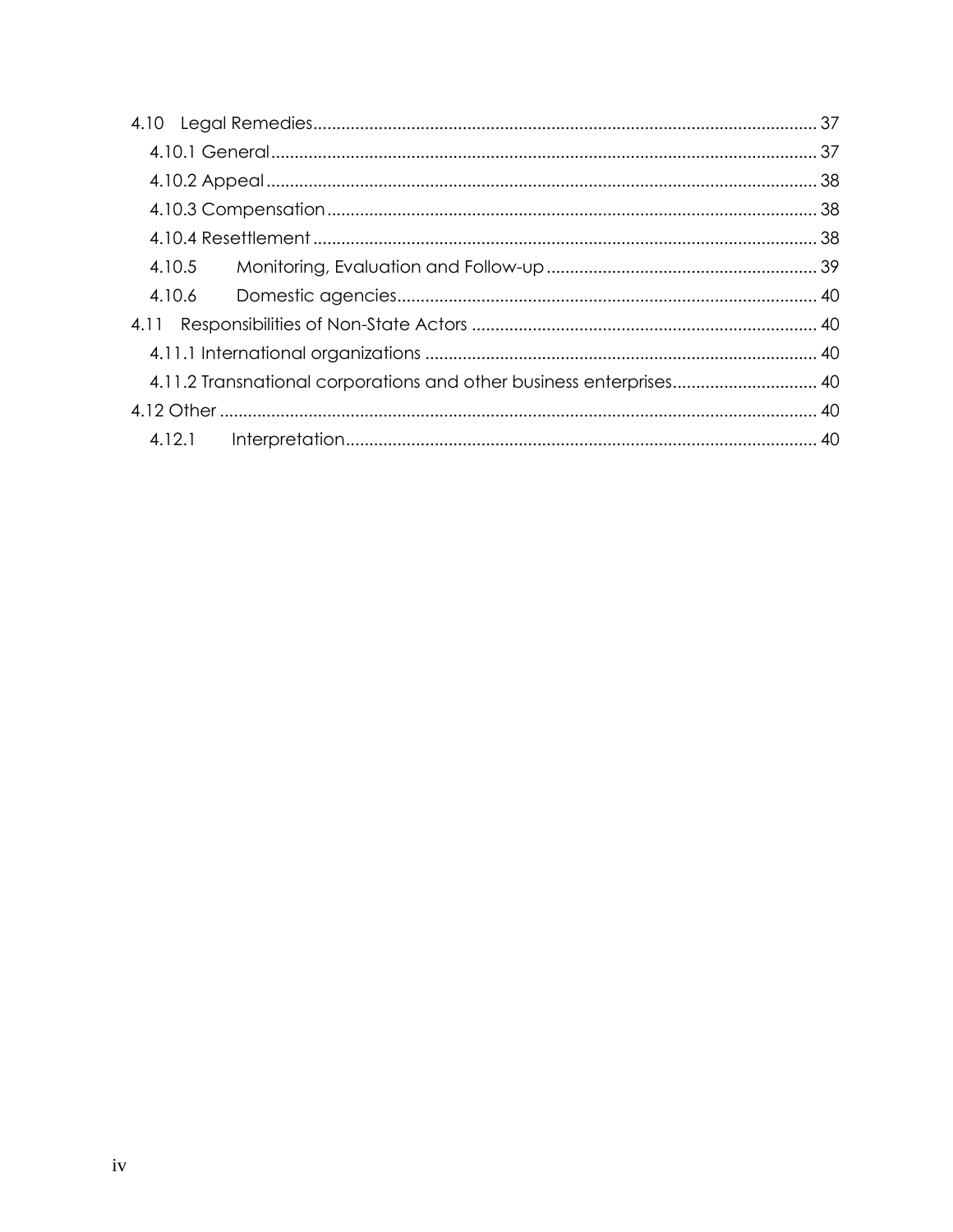- 4.10 Legal Remedies ........ 37
  - 4.10.1 General ........ 37
  - 4.10.2 Appeal ........ 38
  - 4.10.3 Compensation ........ 38
  - 4.10.4 Resettlement ........ 38
  - 4.10.5 Monitoring, Evaluation and Follow-up ........ 39
  - 4.10.6 Domestic agencies ........ 40
- 4.11 Responsibilities of Non-State Actors ........ 40
  - 4.11.1 International organizations ........ 40
  - 4.11.2 Transnational corporations and other business enterprises ........ 40
- 4.12 Other ........ 40
  - 4.12.1 Interpretation ........ 40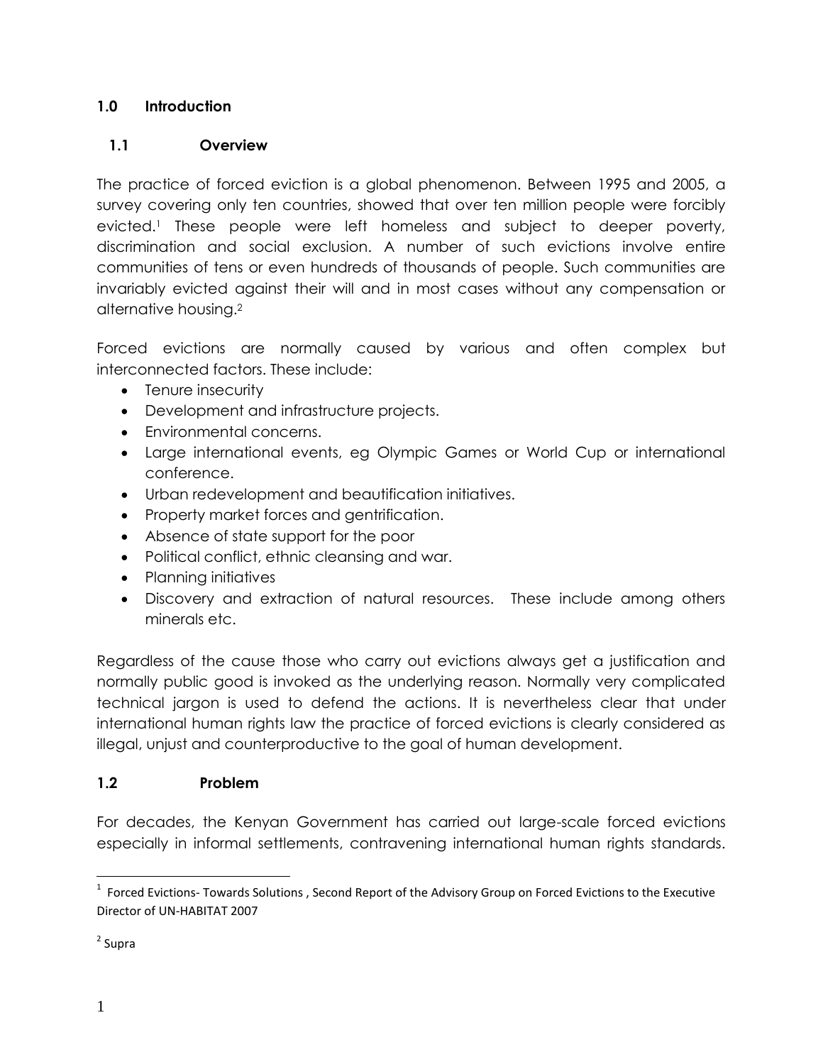## 1.0 Introduction

### 1.1 Overview

The practice of forced eviction is a global phenomenon. Between 1995 and 2005, a survey covering only ten countries, showed that over ten million people were forcibly evicted.[1] These people were left homeless and subject to deeper poverty, discrimination and social exclusion. A number of such evictions involve entire communities of tens or even hundreds of thousands of people. Such communities are invariably evicted against their will and in most cases without any compensation or alternative housing.[2]

Forced evictions are normally caused by various and often complex but interconnected factors. These include:

- Tenure insecurity
- Development and infrastructure projects.
- Environmental concerns.
- Large international events, eg Olympic Games or World Cup or international conference.
- Urban redevelopment and beautification initiatives.
- Property market forces and gentrification.
- Absence of state support for the poor
- Political conflict, ethnic cleansing and war.
- Planning initiatives
- Discovery and extraction of natural resources. These include among others minerals etc.

Regardless of the cause those who carry out evictions always get a justification and normally public good is invoked as the underlying reason. Normally very complicated technical jargon is used to defend the actions. It is nevertheless clear that under international human rights law the practice of forced evictions is clearly considered as illegal, unjust and counterproductive to the goal of human development.

### 1.2 Problem

For decades, the Kenyan Government has carried out large-scale forced evictions especially in informal settlements, contravening international human rights standards.

---

[1] Forced Evictions- Towards Solutions , Second Report of the Advisory Group on Forced Evictions to the Executive Director of UN-HABITAT 2007

[2] Supra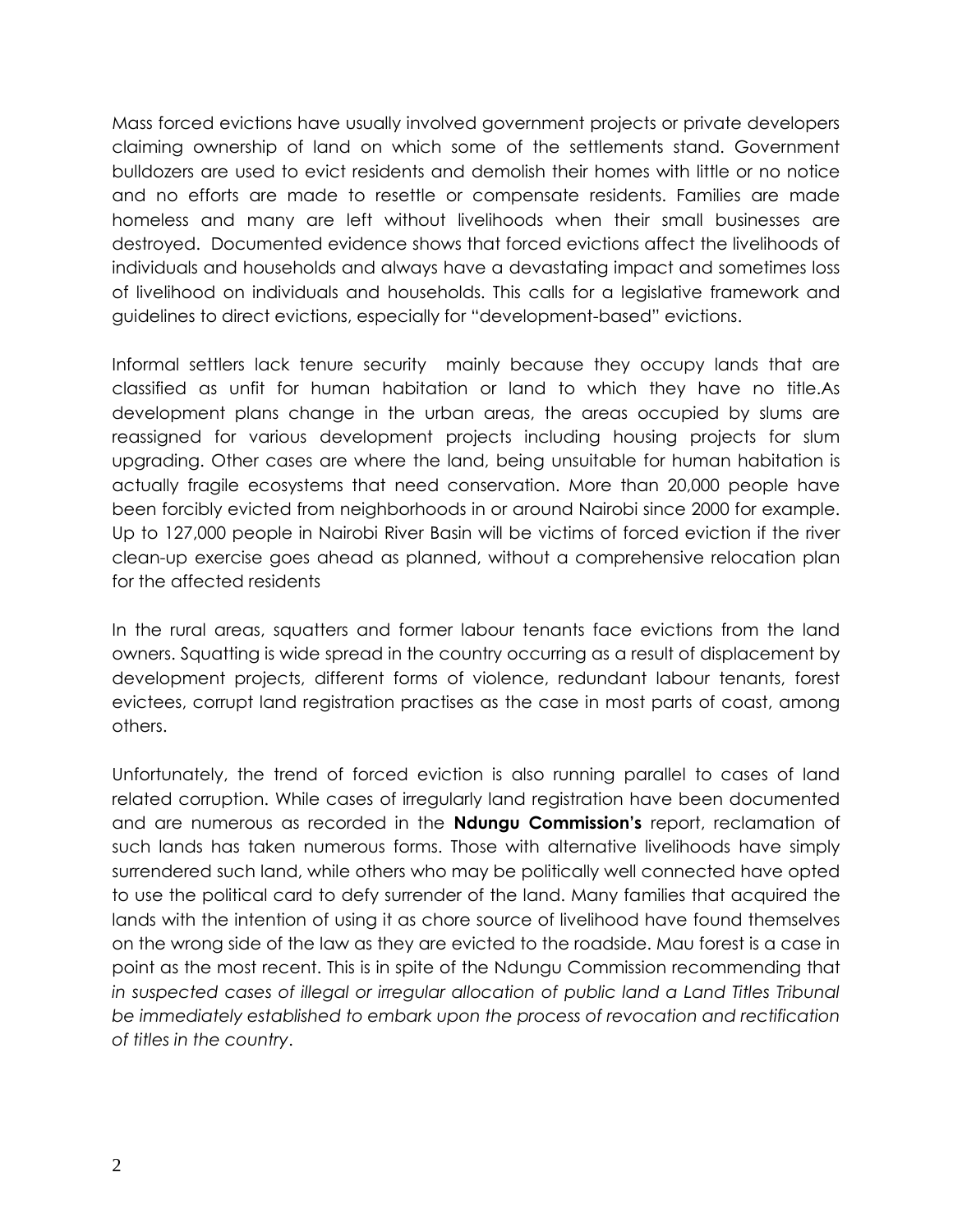Mass forced evictions have usually involved government projects or private developers claiming ownership of land on which some of the settlements stand. Government bulldozers are used to evict residents and demolish their homes with little or no notice and no efforts are made to resettle or compensate residents. Families are made homeless and many are left without livelihoods when their small businesses are destroyed. Documented evidence shows that forced evictions affect the livelihoods of individuals and households and always have a devastating impact and sometimes loss of livelihood on individuals and households. This calls for a legislative framework and guidelines to direct evictions, especially for "development-based" evictions.

Informal settlers lack tenure security mainly because they occupy lands that are classified as unfit for human habitation or land to which they have no title.As development plans change in the urban areas, the areas occupied by slums are reassigned for various development projects including housing projects for slum upgrading. Other cases are where the land, being unsuitable for human habitation is actually fragile ecosystems that need conservation. More than 20,000 people have been forcibly evicted from neighborhoods in or around Nairobi since 2000 for example. Up to 127,000 people in Nairobi River Basin will be victims of forced eviction if the river clean-up exercise goes ahead as planned, without a comprehensive relocation plan for the affected residents

In the rural areas, squatters and former labour tenants face evictions from the land owners. Squatting is wide spread in the country occurring as a result of displacement by development projects, different forms of violence, redundant labour tenants, forest evictees, corrupt land registration practises as the case in most parts of coast, among others.

Unfortunately, the trend of forced eviction is also running parallel to cases of land related corruption. While cases of irregularly land registration have been documented and are numerous as recorded in the **Ndungu Commission's** report, reclamation of such lands has taken numerous forms. Those with alternative livelihoods have simply surrendered such land, while others who may be politically well connected have opted to use the political card to defy surrender of the land. Many families that acquired the lands with the intention of using it as chore source of livelihood have found themselves on the wrong side of the law as they are evicted to the roadside. Mau forest is a case in point as the most recent. This is in spite of the Ndungu Commission recommending that *in suspected cases of illegal or irregular allocation of public land a Land Titles Tribunal be immediately established to embark upon the process of revocation and rectification of titles in the country*.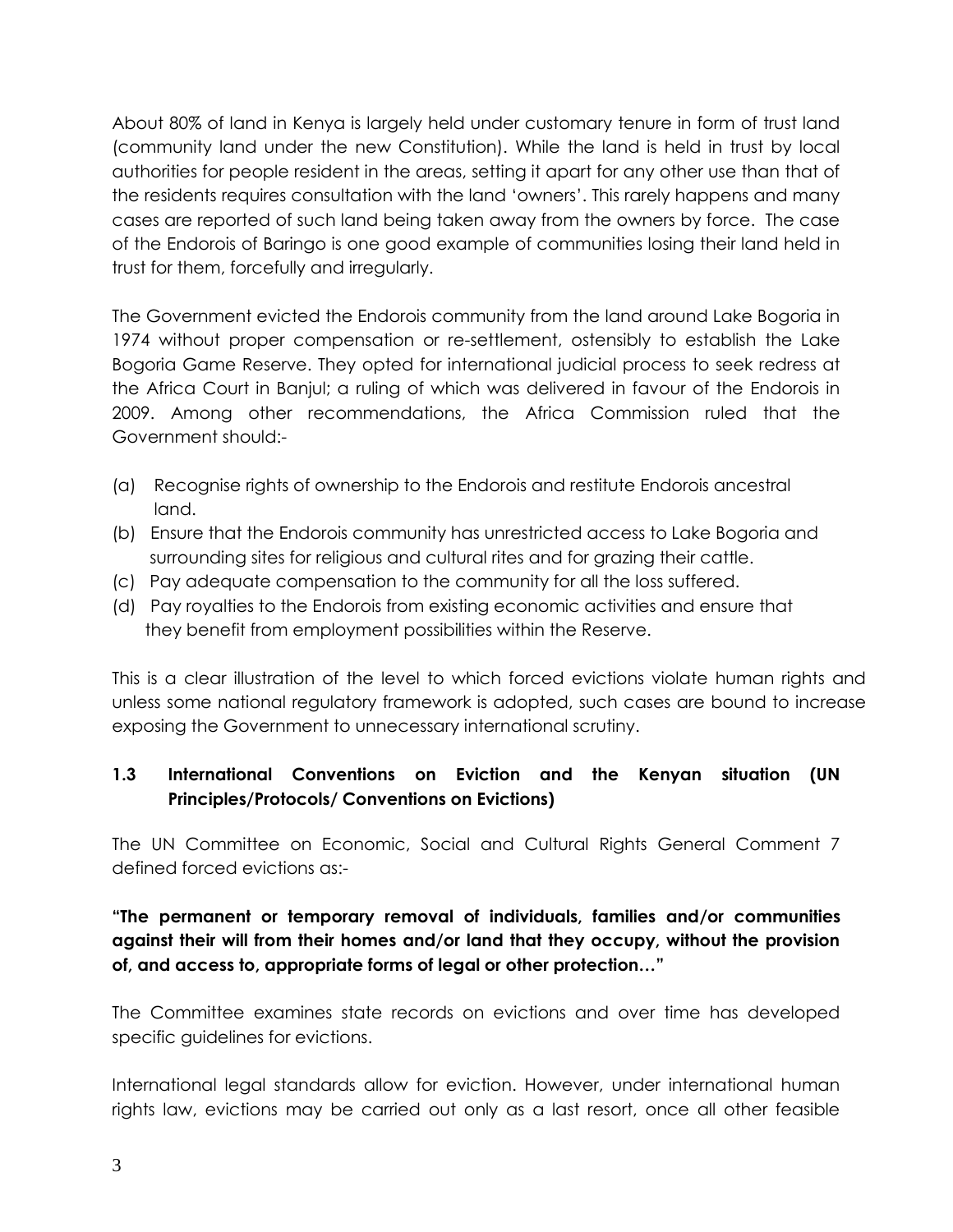About 80% of land in Kenya is largely held under customary tenure in form of trust land (community land under the new Constitution). While the land is held in trust by local authorities for people resident in the areas, setting it apart for any other use than that of the residents requires consultation with the land 'owners'. This rarely happens and many cases are reported of such land being taken away from the owners by force. The case of the Endorois of Baringo is one good example of communities losing their land held in trust for them, forcefully and irregularly.

The Government evicted the Endorois community from the land around Lake Bogoria in 1974 without proper compensation or re-settlement, ostensibly to establish the Lake Bogoria Game Reserve. They opted for international judicial process to seek redress at the Africa Court in Banjul; a ruling of which was delivered in favour of the Endorois in 2009. Among other recommendations, the Africa Commission ruled that the Government should:-

(a) Recognise rights of ownership to the Endorois and restitute Endorois ancestral land.
(b) Ensure that the Endorois community has unrestricted access to Lake Bogoria and surrounding sites for religious and cultural rites and for grazing their cattle.
(c) Pay adequate compensation to the community for all the loss suffered.
(d) Pay royalties to the Endorois from existing economic activities and ensure that they benefit from employment possibilities within the Reserve.

This is a clear illustration of the level to which forced evictions violate human rights and unless some national regulatory framework is adopted, such cases are bound to increase exposing the Government to unnecessary international scrutiny.

### 1.3 International Conventions on Eviction and the Kenyan situation (UN Principles/Protocols/ Conventions on Evictions)

The UN Committee on Economic, Social and Cultural Rights General Comment 7 defined forced evictions as:-

**"The permanent or temporary removal of individuals, families and/or communities against their will from their homes and/or land that they occupy, without the provision of, and access to, appropriate forms of legal or other protection…"**

The Committee examines state records on evictions and over time has developed specific guidelines for evictions.

International legal standards allow for eviction. However, under international human rights law, evictions may be carried out only as a last resort, once all other feasible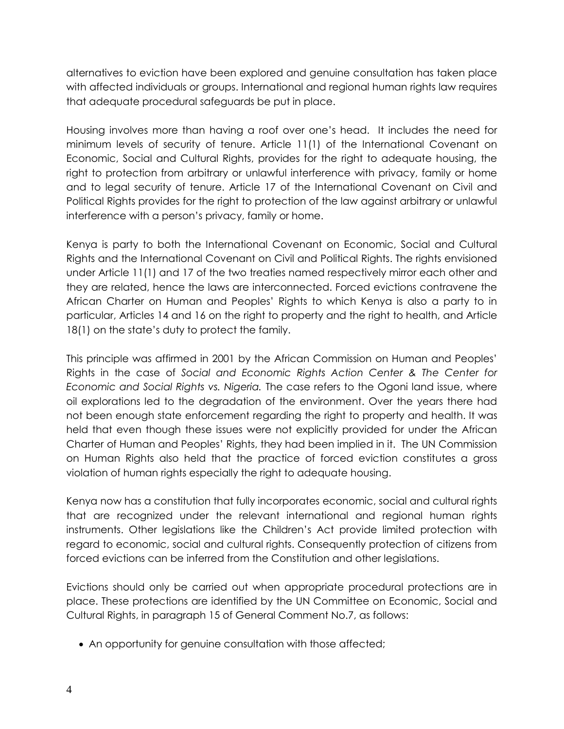alternatives to eviction have been explored and genuine consultation has taken place with affected individuals or groups. International and regional human rights law requires that adequate procedural safeguards be put in place.

Housing involves more than having a roof over one's head. It includes the need for minimum levels of security of tenure. Article 11(1) of the International Covenant on Economic, Social and Cultural Rights, provides for the right to adequate housing, the right to protection from arbitrary or unlawful interference with privacy, family or home and to legal security of tenure. Article 17 of the International Covenant on Civil and Political Rights provides for the right to protection of the law against arbitrary or unlawful interference with a person's privacy, family or home.

Kenya is party to both the International Covenant on Economic, Social and Cultural Rights and the International Covenant on Civil and Political Rights. The rights envisioned under Article 11(1) and 17 of the two treaties named respectively mirror each other and they are related, hence the laws are interconnected. Forced evictions contravene the African Charter on Human and Peoples' Rights to which Kenya is also a party to in particular, Articles 14 and 16 on the right to property and the right to health, and Article 18(1) on the state's duty to protect the family.

This principle was affirmed in 2001 by the African Commission on Human and Peoples' Rights in the case of *Social and Economic Rights Action Center & The Center for Economic and Social Rights vs. Nigeria.* The case refers to the Ogoni land issue, where oil explorations led to the degradation of the environment. Over the years there had not been enough state enforcement regarding the right to property and health. It was held that even though these issues were not explicitly provided for under the African Charter of Human and Peoples' Rights, they had been implied in it. The UN Commission on Human Rights also held that the practice of forced eviction constitutes a gross violation of human rights especially the right to adequate housing.

Kenya now has a constitution that fully incorporates economic, social and cultural rights that are recognized under the relevant international and regional human rights instruments. Other legislations like the Children's Act provide limited protection with regard to economic, social and cultural rights. Consequently protection of citizens from forced evictions can be inferred from the Constitution and other legislations.

Evictions should only be carried out when appropriate procedural protections are in place. These protections are identified by the UN Committee on Economic, Social and Cultural Rights, in paragraph 15 of General Comment No.7, as follows:

- An opportunity for genuine consultation with those affected;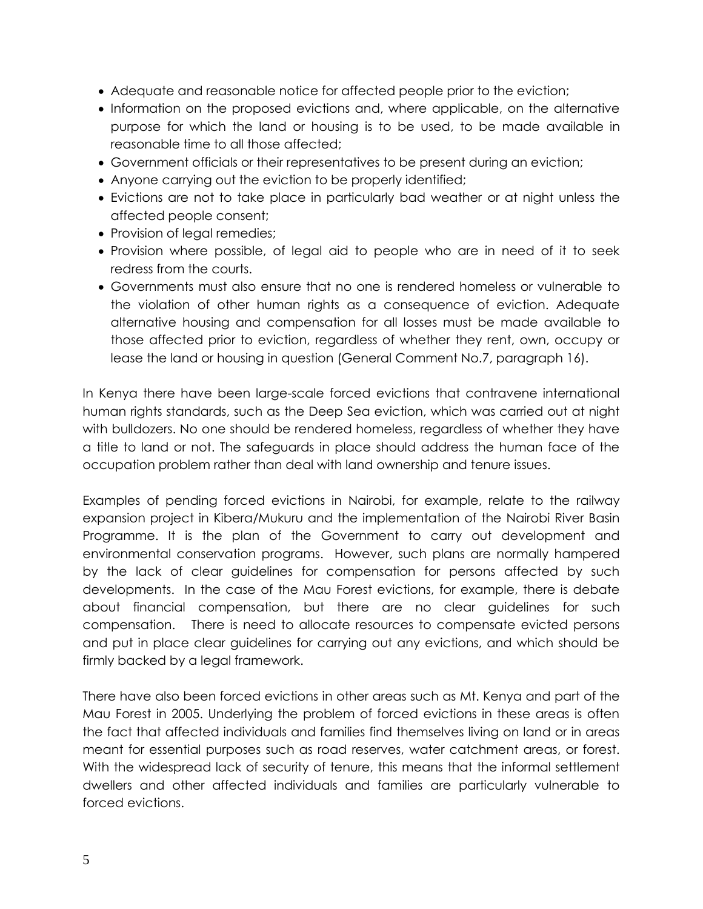- Adequate and reasonable notice for affected people prior to the eviction;
- Information on the proposed evictions and, where applicable, on the alternative purpose for which the land or housing is to be used, to be made available in reasonable time to all those affected;
- Government officials or their representatives to be present during an eviction;
- Anyone carrying out the eviction to be properly identified;
- Evictions are not to take place in particularly bad weather or at night unless the affected people consent;
- Provision of legal remedies;
- Provision where possible, of legal aid to people who are in need of it to seek redress from the courts.
- Governments must also ensure that no one is rendered homeless or vulnerable to the violation of other human rights as a consequence of eviction. Adequate alternative housing and compensation for all losses must be made available to those affected prior to eviction, regardless of whether they rent, own, occupy or lease the land or housing in question (General Comment No.7, paragraph 16).

In Kenya there have been large-scale forced evictions that contravene international human rights standards, such as the Deep Sea eviction, which was carried out at night with bulldozers. No one should be rendered homeless, regardless of whether they have a title to land or not. The safeguards in place should address the human face of the occupation problem rather than deal with land ownership and tenure issues.

Examples of pending forced evictions in Nairobi, for example, relate to the railway expansion project in Kibera/Mukuru and the implementation of the Nairobi River Basin Programme. It is the plan of the Government to carry out development and environmental conservation programs. However, such plans are normally hampered by the lack of clear guidelines for compensation for persons affected by such developments. In the case of the Mau Forest evictions, for example, there is debate about financial compensation, but there are no clear guidelines for such compensation. There is need to allocate resources to compensate evicted persons and put in place clear guidelines for carrying out any evictions, and which should be firmly backed by a legal framework.

There have also been forced evictions in other areas such as Mt. Kenya and part of the Mau Forest in 2005. Underlying the problem of forced evictions in these areas is often the fact that affected individuals and families find themselves living on land or in areas meant for essential purposes such as road reserves, water catchment areas, or forest. With the widespread lack of security of tenure, this means that the informal settlement dwellers and other affected individuals and families are particularly vulnerable to forced evictions.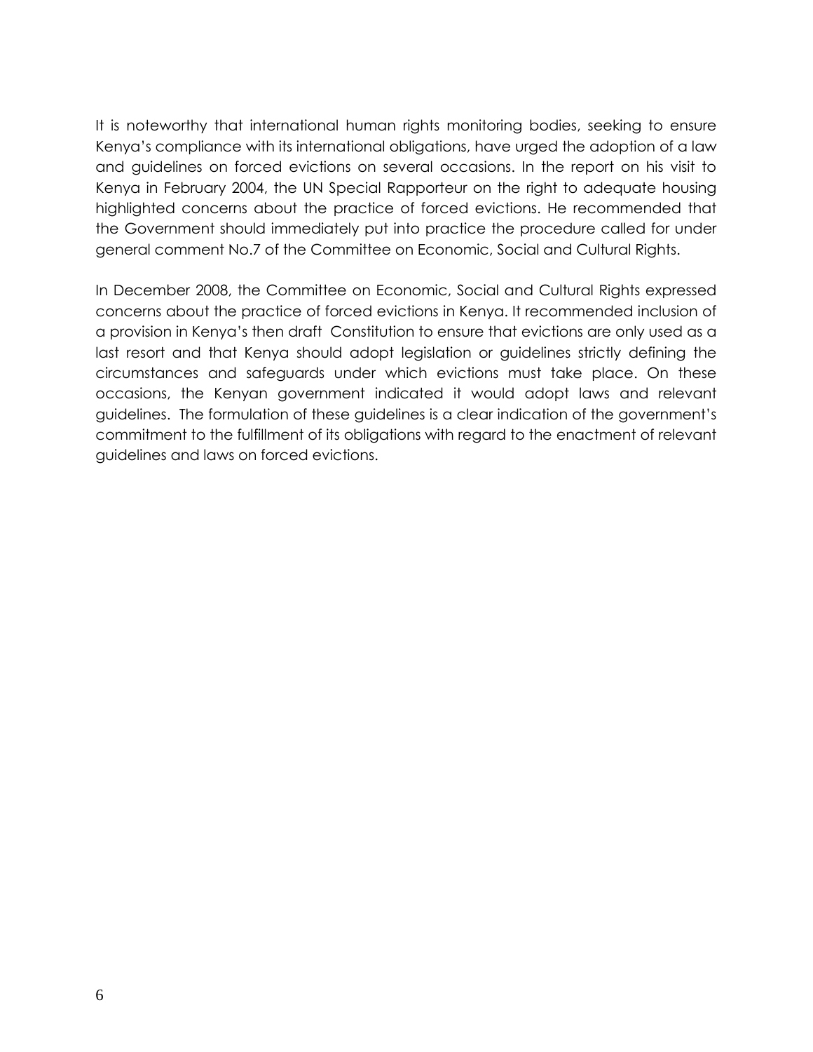It is noteworthy that international human rights monitoring bodies, seeking to ensure Kenya's compliance with its international obligations, have urged the adoption of a law and guidelines on forced evictions on several occasions. In the report on his visit to Kenya in February 2004, the UN Special Rapporteur on the right to adequate housing highlighted concerns about the practice of forced evictions. He recommended that the Government should immediately put into practice the procedure called for under general comment No.7 of the Committee on Economic, Social and Cultural Rights.

In December 2008, the Committee on Economic, Social and Cultural Rights expressed concerns about the practice of forced evictions in Kenya. It recommended inclusion of a provision in Kenya's then draft Constitution to ensure that evictions are only used as a last resort and that Kenya should adopt legislation or guidelines strictly defining the circumstances and safeguards under which evictions must take place. On these occasions, the Kenyan government indicated it would adopt laws and relevant guidelines. The formulation of these guidelines is a clear indication of the government's commitment to the fulfillment of its obligations with regard to the enactment of relevant guidelines and laws on forced evictions.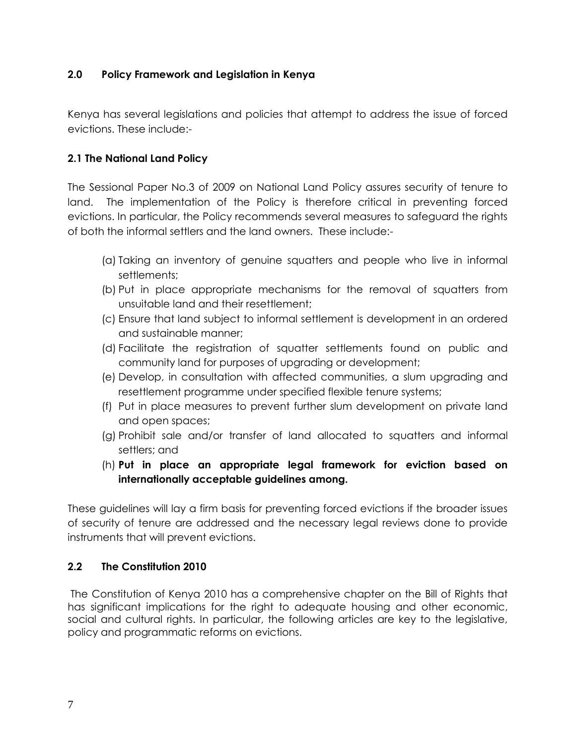## 2.0 Policy Framework and Legislation in Kenya

Kenya has several legislations and policies that attempt to address the issue of forced evictions. These include:-

### 2.1 The National Land Policy

The Sessional Paper No.3 of 2009 on National Land Policy assures security of tenure to land. The implementation of the Policy is therefore critical in preventing forced evictions. In particular, the Policy recommends several measures to safeguard the rights of both the informal settlers and the land owners. These include:-

(a) Taking an inventory of genuine squatters and people who live in informal settlements;
(b) Put in place appropriate mechanisms for the removal of squatters from unsuitable land and their resettlement;
(c) Ensure that land subject to informal settlement is development in an ordered and sustainable manner;
(d) Facilitate the registration of squatter settlements found on public and community land for purposes of upgrading or development;
(e) Develop, in consultation with affected communities, a slum upgrading and resettlement programme under specified flexible tenure systems;
(f) Put in place measures to prevent further slum development on private land and open spaces;
(g) Prohibit sale and/or transfer of land allocated to squatters and informal settlers; and
(h) **Put in place an appropriate legal framework for eviction based on internationally acceptable guidelines among.**

These guidelines will lay a firm basis for preventing forced evictions if the broader issues of security of tenure are addressed and the necessary legal reviews done to provide instruments that will prevent evictions.

### 2.2 The Constitution 2010

The Constitution of Kenya 2010 has a comprehensive chapter on the Bill of Rights that has significant implications for the right to adequate housing and other economic, social and cultural rights. In particular, the following articles are key to the legislative, policy and programmatic reforms on evictions.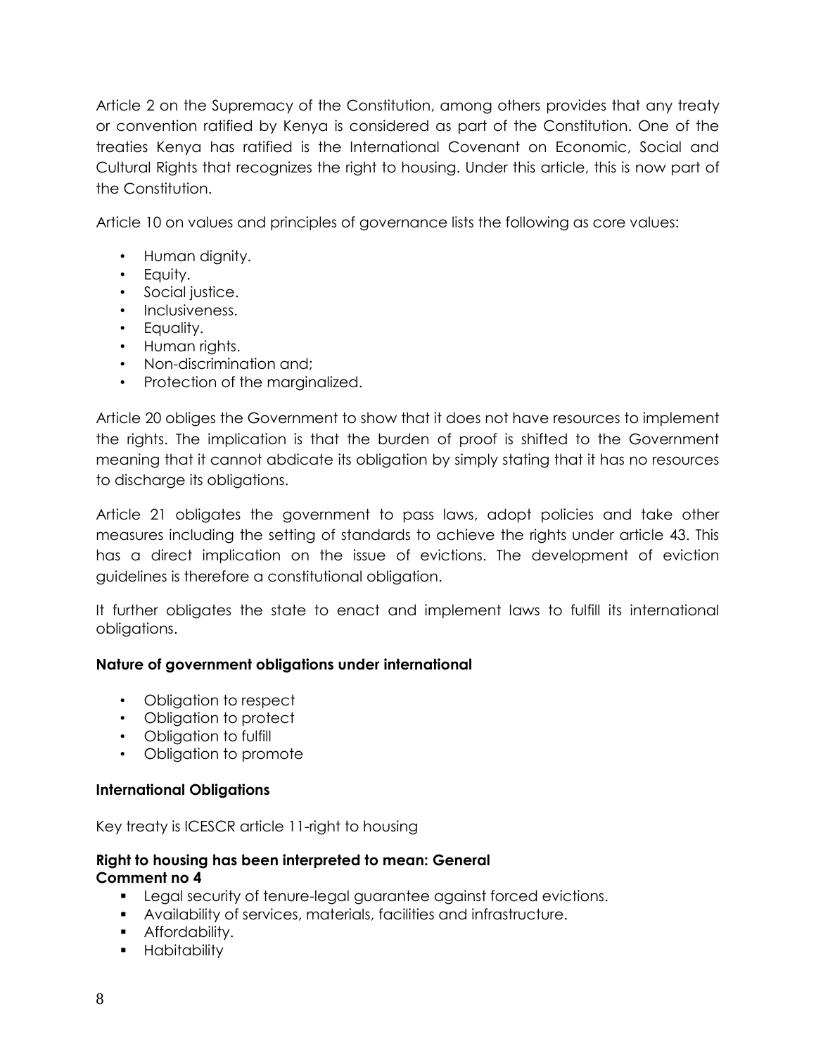Article 2 on the Supremacy of the Constitution, among others provides that any treaty or convention ratified by Kenya is considered as part of the Constitution. One of the treaties Kenya has ratified is the International Covenant on Economic, Social and Cultural Rights that recognizes the right to housing. Under this article, this is now part of the Constitution.

Article 10 on values and principles of governance lists the following as core values:

- Human dignity.
- Equity.
- Social justice.
- Inclusiveness.
- Equality.
- Human rights.
- Non-discrimination and;
- Protection of the marginalized.

Article 20 obliges the Government to show that it does not have resources to implement the rights. The implication is that the burden of proof is shifted to the Government meaning that it cannot abdicate its obligation by simply stating that it has no resources to discharge its obligations.

Article 21 obligates the government to pass laws, adopt policies and take other measures including the setting of standards to achieve the rights under article 43. This has a direct implication on the issue of evictions. The development of eviction guidelines is therefore a constitutional obligation.

It further obligates the state to enact and implement laws to fulfill its international obligations.

**Nature of government obligations under international**

- Obligation to respect
- Obligation to protect
- Obligation to fulfill
- Obligation to promote

**International Obligations**

Key treaty is ICESCR article 11-right to housing

**Right to housing has been interpreted to mean: General Comment no 4**

- Legal security of tenure-legal guarantee against forced evictions.
- Availability of services, materials, facilities and infrastructure.
- Affordability.
- Habitability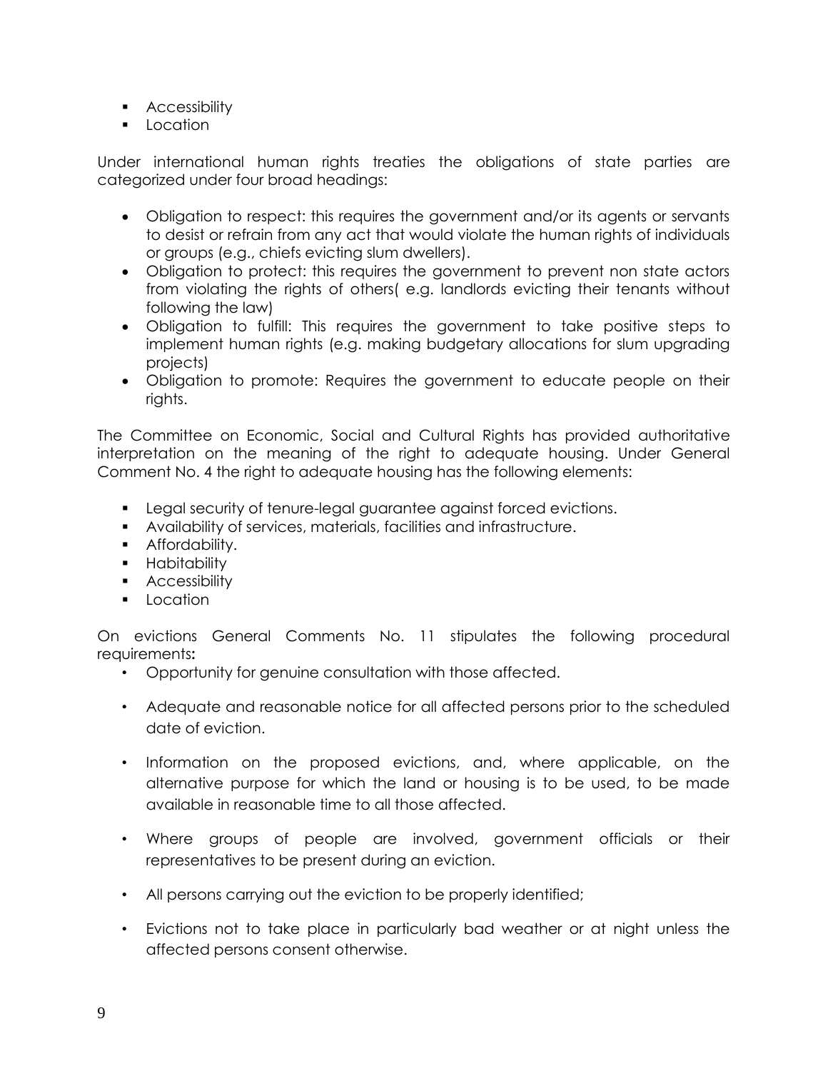- Accessibility
- Location

Under international human rights treaties the obligations of state parties are categorized under four broad headings:

- Obligation to respect: this requires the government and/or its agents or servants to desist or refrain from any act that would violate the human rights of individuals or groups (e.g., chiefs evicting slum dwellers).
- Obligation to protect: this requires the government to prevent non state actors from violating the rights of others( e.g. landlords evicting their tenants without following the law)
- Obligation to fulfill: This requires the government to take positive steps to implement human rights (e.g. making budgetary allocations for slum upgrading projects)
- Obligation to promote: Requires the government to educate people on their rights.

The Committee on Economic, Social and Cultural Rights has provided authoritative interpretation on the meaning of the right to adequate housing. Under General Comment No. 4 the right to adequate housing has the following elements:

- Legal security of tenure-legal guarantee against forced evictions.
- Availability of services, materials, facilities and infrastructure.
- Affordability.
- Habitability
- Accessibility
- Location

On evictions General Comments No. 11 stipulates the following procedural requirements**:**

- Opportunity for genuine consultation with those affected.
- Adequate and reasonable notice for all affected persons prior to the scheduled date of eviction.
- Information on the proposed evictions, and, where applicable, on the alternative purpose for which the land or housing is to be used, to be made available in reasonable time to all those affected.
- Where groups of people are involved, government officials or their representatives to be present during an eviction.
- All persons carrying out the eviction to be properly identified;
- Evictions not to take place in particularly bad weather or at night unless the affected persons consent otherwise.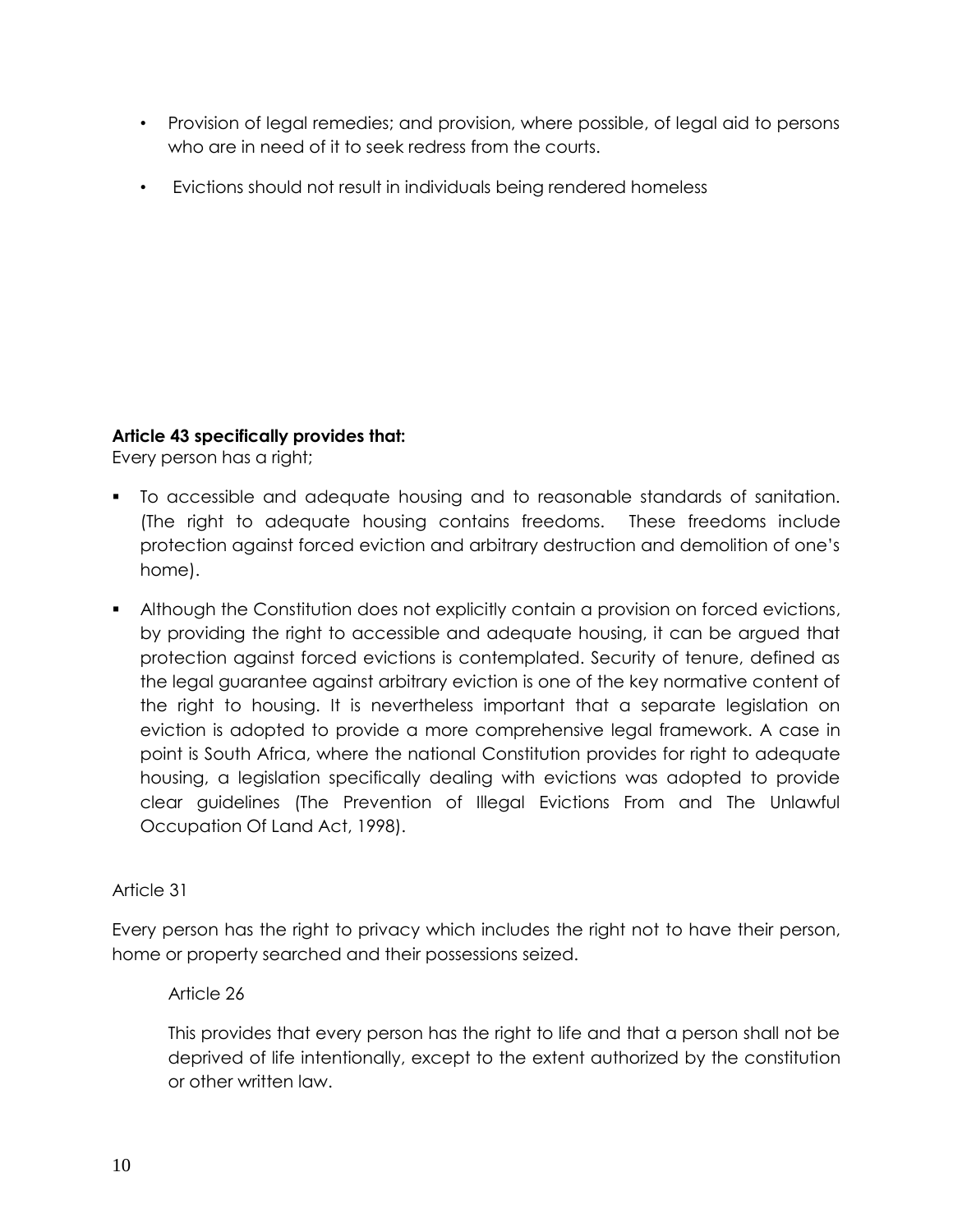- Provision of legal remedies; and provision, where possible, of legal aid to persons who are in need of it to seek redress from the courts.
- Evictions should not result in individuals being rendered homeless

**Article 43 specifically provides that:**
Every person has a right;

- To accessible and adequate housing and to reasonable standards of sanitation. (The right to adequate housing contains freedoms. These freedoms include protection against forced eviction and arbitrary destruction and demolition of one's home).
- Although the Constitution does not explicitly contain a provision on forced evictions, by providing the right to accessible and adequate housing, it can be argued that protection against forced evictions is contemplated. Security of tenure, defined as the legal guarantee against arbitrary eviction is one of the key normative content of the right to housing. It is nevertheless important that a separate legislation on eviction is adopted to provide a more comprehensive legal framework. A case in point is South Africa, where the national Constitution provides for right to adequate housing, a legislation specifically dealing with evictions was adopted to provide clear guidelines (The Prevention of Illegal Evictions From and The Unlawful Occupation Of Land Act, 1998).

Article 31

Every person has the right to privacy which includes the right not to have their person, home or property searched and their possessions seized.

Article 26

This provides that every person has the right to life and that a person shall not be deprived of life intentionally, except to the extent authorized by the constitution or other written law.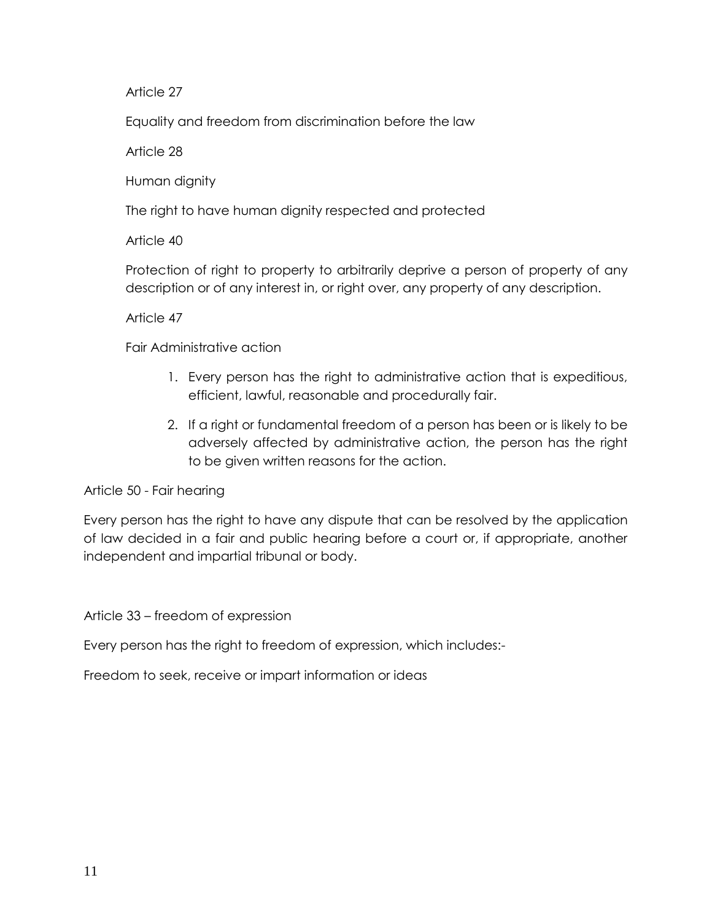Article 27

Equality and freedom from discrimination before the law

Article 28

Human dignity

The right to have human dignity respected and protected

Article 40

Protection of right to property to arbitrarily deprive a person of property of any description or of any interest in, or right over, any property of any description.

Article 47

Fair Administrative action

1. Every person has the right to administrative action that is expeditious, efficient, lawful, reasonable and procedurally fair.
2. If a right or fundamental freedom of a person has been or is likely to be adversely affected by administrative action, the person has the right to be given written reasons for the action.

Article 50 - Fair hearing

Every person has the right to have any dispute that can be resolved by the application of law decided in a fair and public hearing before a court or, if appropriate, another independent and impartial tribunal or body.

Article 33 – freedom of expression

Every person has the right to freedom of expression, which includes:-

Freedom to seek, receive or impart information or ideas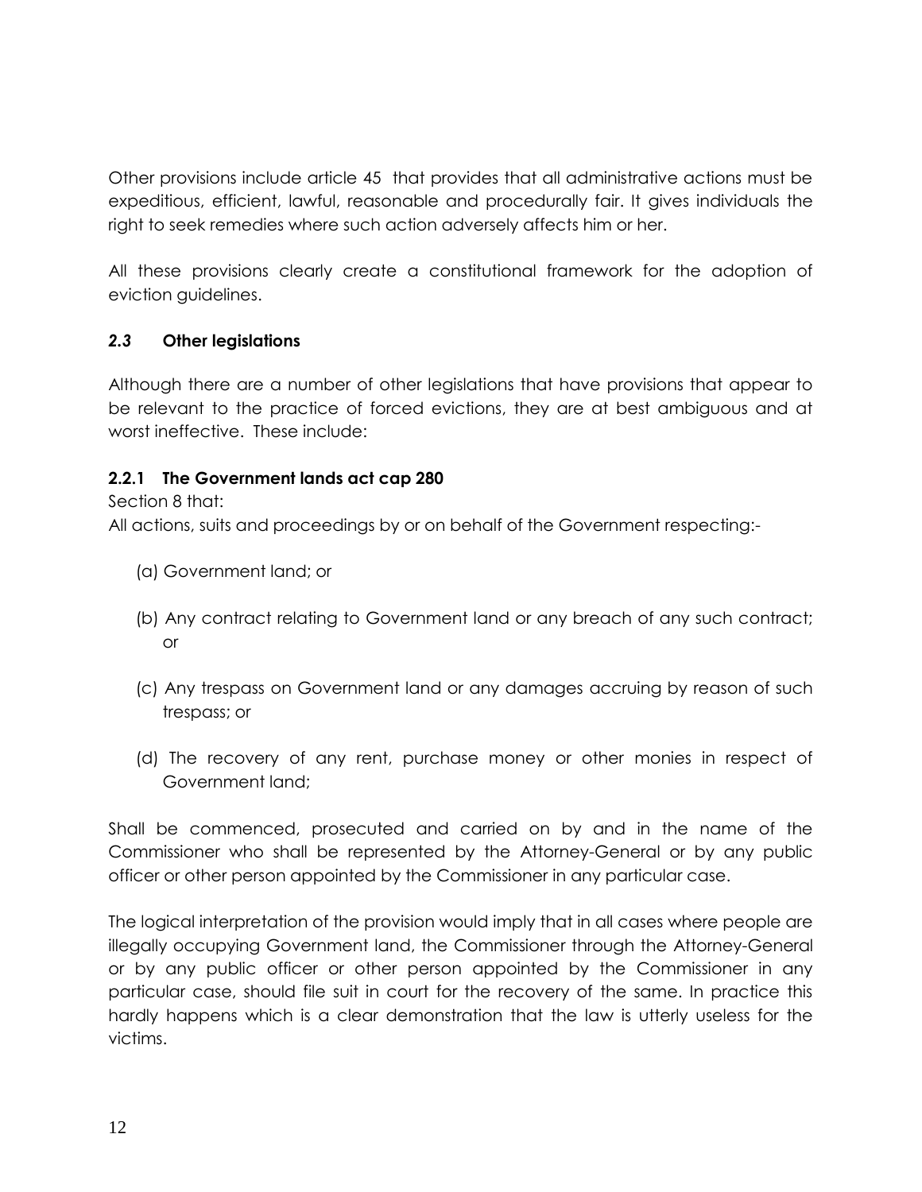Other provisions include article 45 that provides that all administrative actions must be expeditious, efficient, lawful, reasonable and procedurally fair. It gives individuals the right to seek remedies where such action adversely affects him or her.

All these provisions clearly create a constitutional framework for the adoption of eviction guidelines.

### *2.3* Other legislations

Although there are a number of other legislations that have provisions that appear to be relevant to the practice of forced evictions, they are at best ambiguous and at worst ineffective. These include:

#### 2.2.1 The Government lands act cap 280

Section 8 that:

All actions, suits and proceedings by or on behalf of the Government respecting:-

(a) Government land; or

(b) Any contract relating to Government land or any breach of any such contract; or

(c) Any trespass on Government land or any damages accruing by reason of such trespass; or

(d) The recovery of any rent, purchase money or other monies in respect of Government land;

Shall be commenced, prosecuted and carried on by and in the name of the Commissioner who shall be represented by the Attorney-General or by any public officer or other person appointed by the Commissioner in any particular case.

The logical interpretation of the provision would imply that in all cases where people are illegally occupying Government land, the Commissioner through the Attorney-General or by any public officer or other person appointed by the Commissioner in any particular case, should file suit in court for the recovery of the same. In practice this hardly happens which is a clear demonstration that the law is utterly useless for the victims.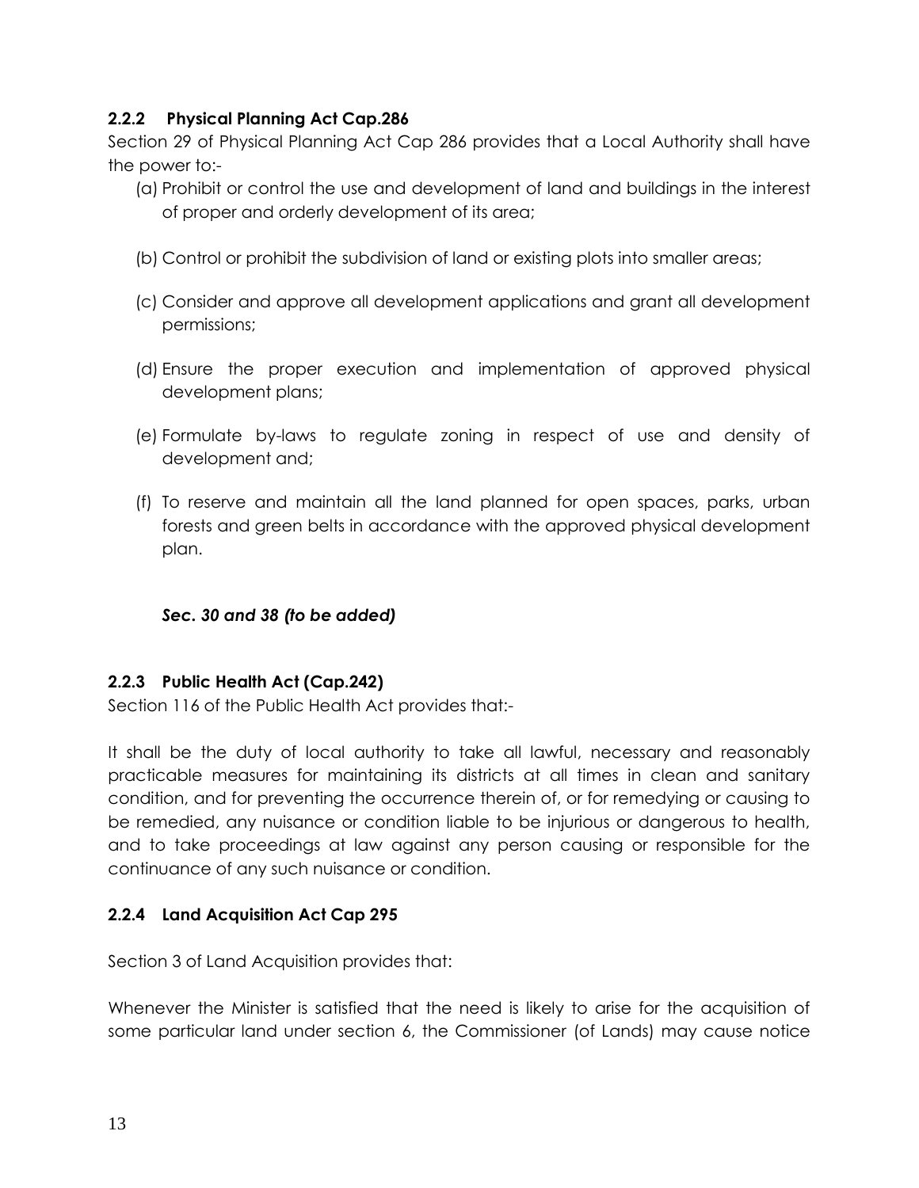### 2.2.2 Physical Planning Act Cap.286

Section 29 of Physical Planning Act Cap 286 provides that a Local Authority shall have the power to:-

(a) Prohibit or control the use and development of land and buildings in the interest of proper and orderly development of its area;

(b) Control or prohibit the subdivision of land or existing plots into smaller areas;

(c) Consider and approve all development applications and grant all development permissions;

(d) Ensure the proper execution and implementation of approved physical development plans;

(e) Formulate by-laws to regulate zoning in respect of use and density of development and;

(f) To reserve and maintain all the land planned for open spaces, parks, urban forests and green belts in accordance with the approved physical development plan.

***Sec. 30 and 38 (to be added)***

### 2.2.3 Public Health Act (Cap.242)

Section 116 of the Public Health Act provides that:-

It shall be the duty of local authority to take all lawful, necessary and reasonably practicable measures for maintaining its districts at all times in clean and sanitary condition, and for preventing the occurrence therein of, or for remedying or causing to be remedied, any nuisance or condition liable to be injurious or dangerous to health, and to take proceedings at law against any person causing or responsible for the continuance of any such nuisance or condition.

### 2.2.4 Land Acquisition Act Cap 295

Section 3 of Land Acquisition provides that:

Whenever the Minister is satisfied that the need is likely to arise for the acquisition of some particular land under section 6, the Commissioner (of Lands) may cause notice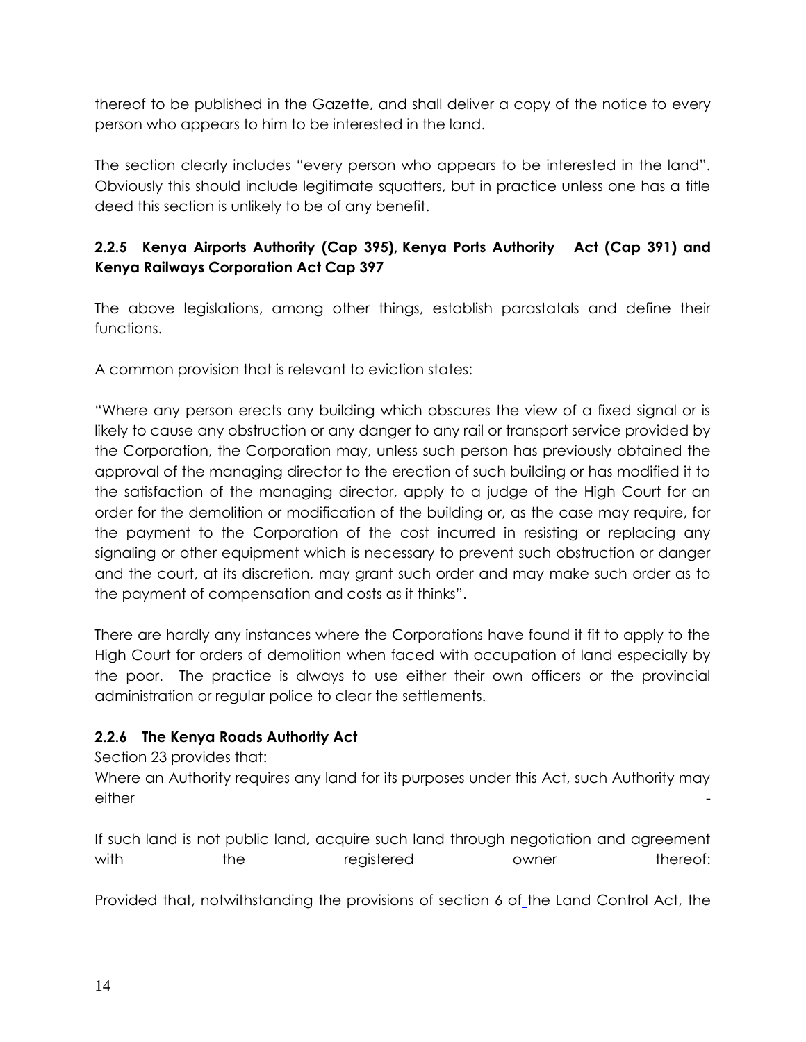thereof to be published in the Gazette, and shall deliver a copy of the notice to every person who appears to him to be interested in the land.

The section clearly includes "every person who appears to be interested in the land". Obviously this should include legitimate squatters, but in practice unless one has a title deed this section is unlikely to be of any benefit.

### 2.2.5 Kenya Airports Authority (Cap 395), Kenya Ports Authority Act (Cap 391) and Kenya Railways Corporation Act Cap 397

The above legislations, among other things, establish parastatals and define their functions.

A common provision that is relevant to eviction states:

"Where any person erects any building which obscures the view of a fixed signal or is likely to cause any obstruction or any danger to any rail or transport service provided by the Corporation, the Corporation may, unless such person has previously obtained the approval of the managing director to the erection of such building or has modified it to the satisfaction of the managing director, apply to a judge of the High Court for an order for the demolition or modification of the building or, as the case may require, for the payment to the Corporation of the cost incurred in resisting or replacing any signaling or other equipment which is necessary to prevent such obstruction or danger and the court, at its discretion, may grant such order and may make such order as to the payment of compensation and costs as it thinks".

There are hardly any instances where the Corporations have found it fit to apply to the High Court for orders of demolition when faced with occupation of land especially by the poor. The practice is always to use either their own officers or the provincial administration or regular police to clear the settlements.

### 2.2.6 The Kenya Roads Authority Act

Section 23 provides that:

Where an Authority requires any land for its purposes under this Act, such Authority may either -

If such land is not public land, acquire such land through negotiation and agreement with the registered owner thereof:

Provided that, notwithstanding the provisions of section 6 of the Land Control Act, the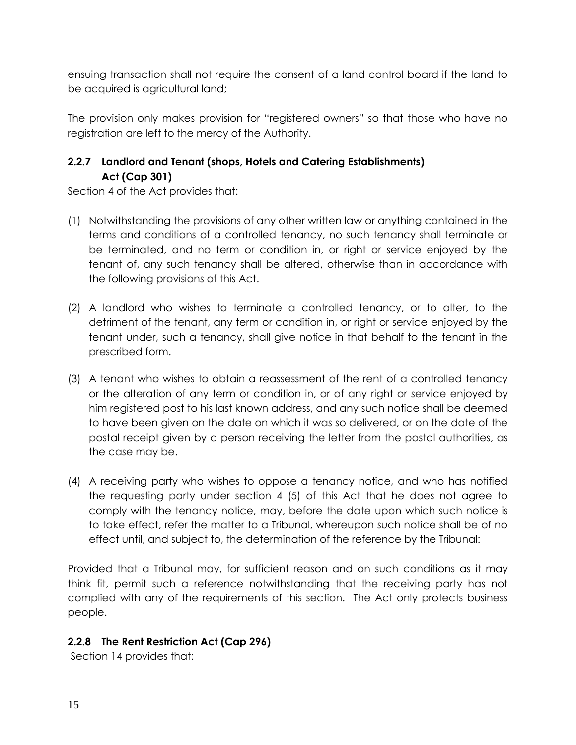ensuing transaction shall not require the consent of a land control board if the land to be acquired is agricultural land;

The provision only makes provision for "registered owners" so that those who have no registration are left to the mercy of the Authority.

### 2.2.7 Landlord and Tenant (shops, Hotels and Catering Establishments) Act (Cap 301)

Section 4 of the Act provides that:

(1) Notwithstanding the provisions of any other written law or anything contained in the terms and conditions of a controlled tenancy, no such tenancy shall terminate or be terminated, and no term or condition in, or right or service enjoyed by the tenant of, any such tenancy shall be altered, otherwise than in accordance with the following provisions of this Act.

(2) A landlord who wishes to terminate a controlled tenancy, or to alter, to the detriment of the tenant, any term or condition in, or right or service enjoyed by the tenant under, such a tenancy, shall give notice in that behalf to the tenant in the prescribed form.

(3) A tenant who wishes to obtain a reassessment of the rent of a controlled tenancy or the alteration of any term or condition in, or of any right or service enjoyed by him registered post to his last known address, and any such notice shall be deemed to have been given on the date on which it was so delivered, or on the date of the postal receipt given by a person receiving the letter from the postal authorities, as the case may be.

(4) A receiving party who wishes to oppose a tenancy notice, and who has notified the requesting party under section 4 (5) of this Act that he does not agree to comply with the tenancy notice, may, before the date upon which such notice is to take effect, refer the matter to a Tribunal, whereupon such notice shall be of no effect until, and subject to, the determination of the reference by the Tribunal:

Provided that a Tribunal may, for sufficient reason and on such conditions as it may think fit, permit such a reference notwithstanding that the receiving party has not complied with any of the requirements of this section. The Act only protects business people.

### 2.2.8 The Rent Restriction Act (Cap 296)

Section 14 provides that: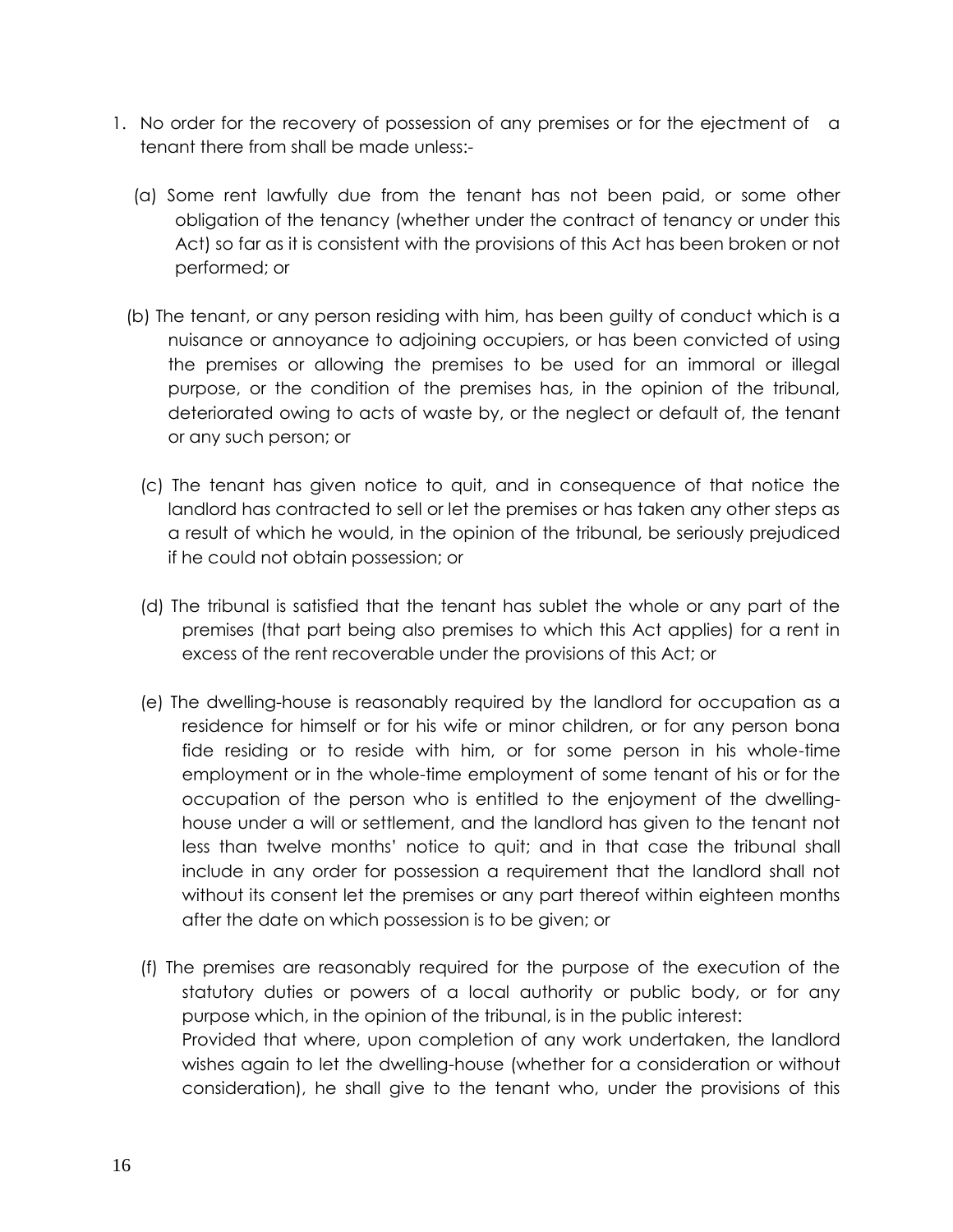1. No order for the recovery of possession of any premises or for the ejectment of a tenant there from shall be made unless:-

   (a) Some rent lawfully due from the tenant has not been paid, or some other obligation of the tenancy (whether under the contract of tenancy or under this Act) so far as it is consistent with the provisions of this Act has been broken or not performed; or

   (b) The tenant, or any person residing with him, has been guilty of conduct which is a nuisance or annoyance to adjoining occupiers, or has been convicted of using the premises or allowing the premises to be used for an immoral or illegal purpose, or the condition of the premises has, in the opinion of the tribunal, deteriorated owing to acts of waste by, or the neglect or default of, the tenant or any such person; or

   (c) The tenant has given notice to quit, and in consequence of that notice the landlord has contracted to sell or let the premises or has taken any other steps as a result of which he would, in the opinion of the tribunal, be seriously prejudiced if he could not obtain possession; or

   (d) The tribunal is satisfied that the tenant has sublet the whole or any part of the premises (that part being also premises to which this Act applies) for a rent in excess of the rent recoverable under the provisions of this Act; or

   (e) The dwelling-house is reasonably required by the landlord for occupation as a residence for himself or for his wife or minor children, or for any person bona fide residing or to reside with him, or for some person in his whole-time employment or in the whole-time employment of some tenant of his or for the occupation of the person who is entitled to the enjoyment of the dwelling-house under a will or settlement, and the landlord has given to the tenant not less than twelve months' notice to quit; and in that case the tribunal shall include in any order for possession a requirement that the landlord shall not without its consent let the premises or any part thereof within eighteen months after the date on which possession is to be given; or

   (f) The premises are reasonably required for the purpose of the execution of the statutory duties or powers of a local authority or public body, or for any purpose which, in the opinion of the tribunal, is in the public interest:
   Provided that where, upon completion of any work undertaken, the landlord wishes again to let the dwelling-house (whether for a consideration or without consideration), he shall give to the tenant who, under the provisions of this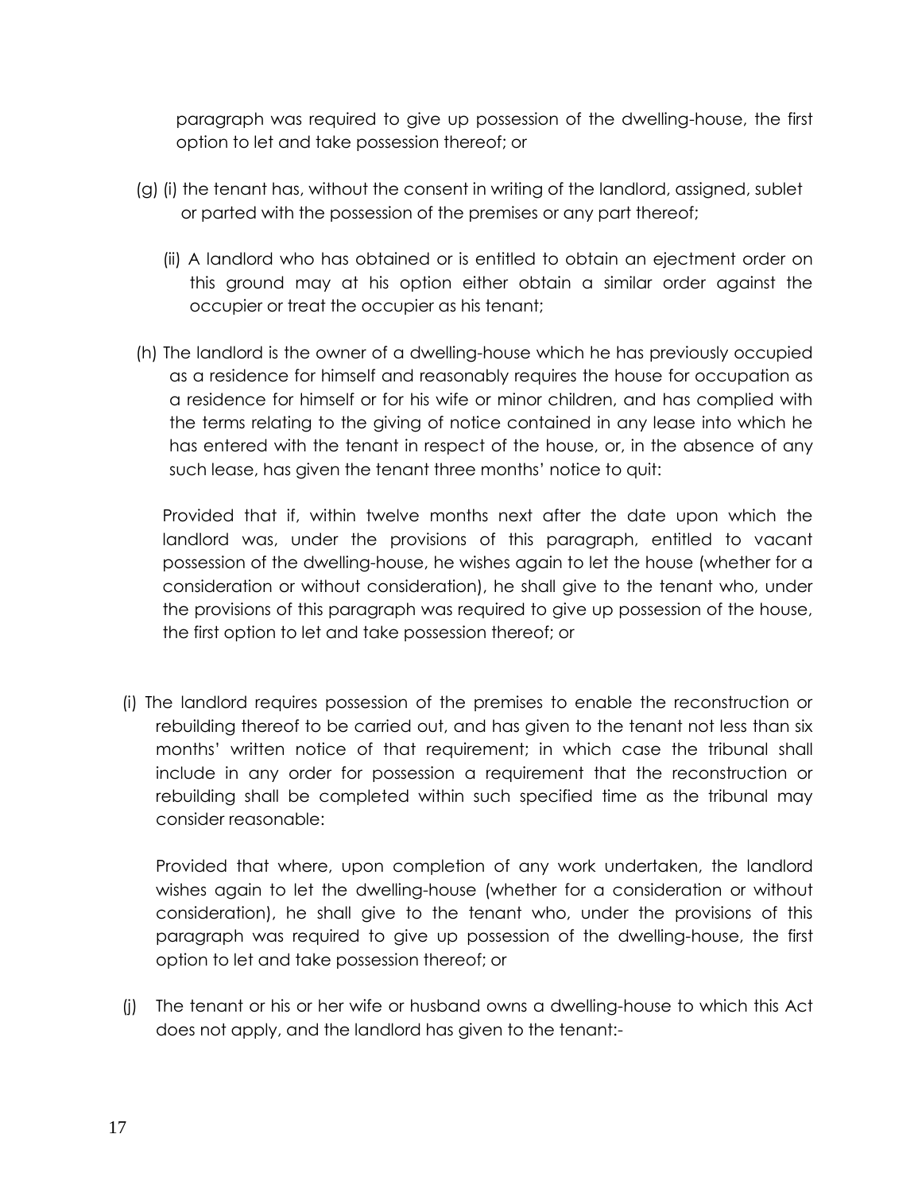paragraph was required to give up possession of the dwelling-house, the first option to let and take possession thereof; or

(g) (i) the tenant has, without the consent in writing of the landlord, assigned, sublet or parted with the possession of the premises or any part thereof;

(ii) A landlord who has obtained or is entitled to obtain an ejectment order on this ground may at his option either obtain a similar order against the occupier or treat the occupier as his tenant;

(h) The landlord is the owner of a dwelling-house which he has previously occupied as a residence for himself and reasonably requires the house for occupation as a residence for himself or for his wife or minor children, and has complied with the terms relating to the giving of notice contained in any lease into which he has entered with the tenant in respect of the house, or, in the absence of any such lease, has given the tenant three months' notice to quit:

Provided that if, within twelve months next after the date upon which the landlord was, under the provisions of this paragraph, entitled to vacant possession of the dwelling-house, he wishes again to let the house (whether for a consideration or without consideration), he shall give to the tenant who, under the provisions of this paragraph was required to give up possession of the house, the first option to let and take possession thereof; or

(i) The landlord requires possession of the premises to enable the reconstruction or rebuilding thereof to be carried out, and has given to the tenant not less than six months' written notice of that requirement; in which case the tribunal shall include in any order for possession a requirement that the reconstruction or rebuilding shall be completed within such specified time as the tribunal may consider reasonable:

Provided that where, upon completion of any work undertaken, the landlord wishes again to let the dwelling-house (whether for a consideration or without consideration), he shall give to the tenant who, under the provisions of this paragraph was required to give up possession of the dwelling-house, the first option to let and take possession thereof; or

(j) The tenant or his or her wife or husband owns a dwelling-house to which this Act does not apply, and the landlord has given to the tenant:-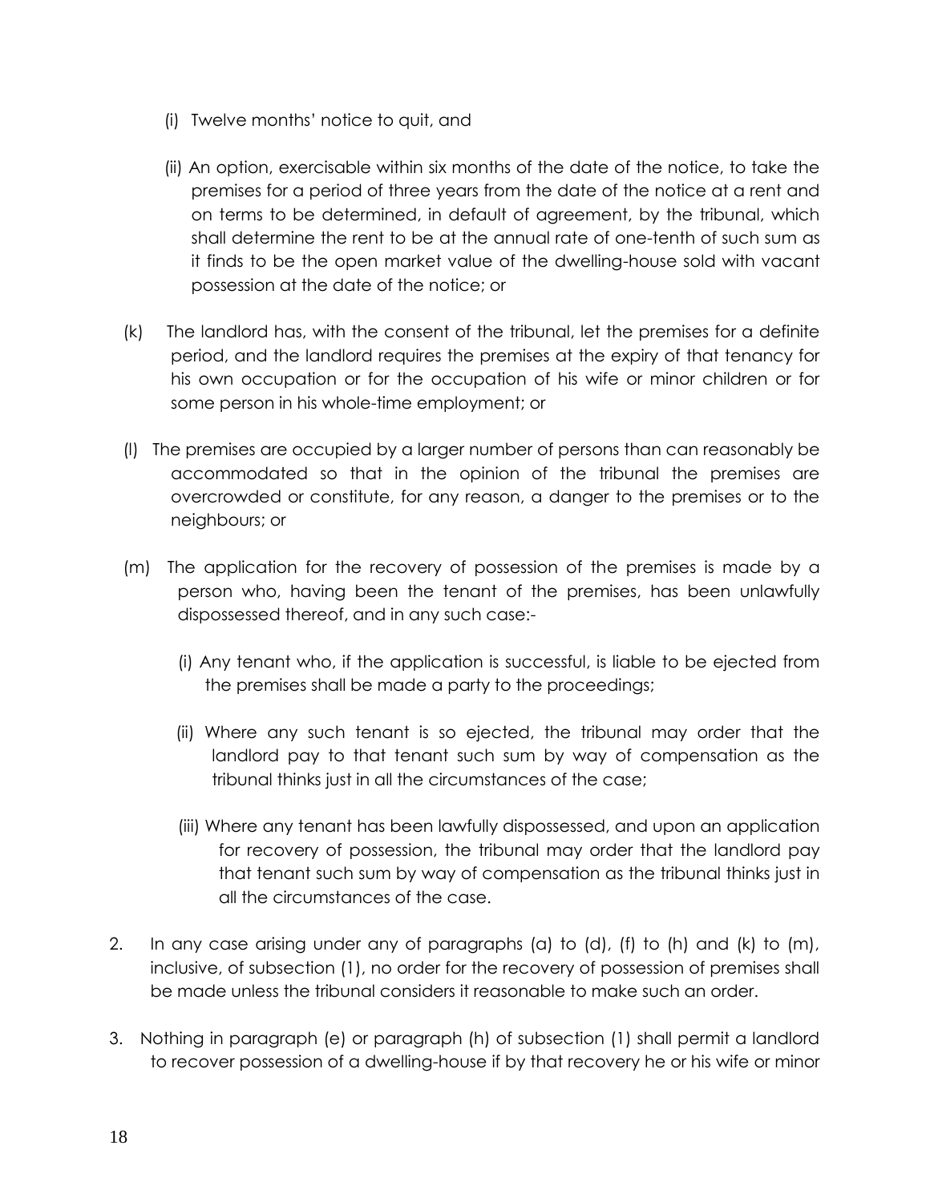(i) Twelve months' notice to quit, and

(ii) An option, exercisable within six months of the date of the notice, to take the premises for a period of three years from the date of the notice at a rent and on terms to be determined, in default of agreement, by the tribunal, which shall determine the rent to be at the annual rate of one-tenth of such sum as it finds to be the open market value of the dwelling-house sold with vacant possession at the date of the notice; or

(k) The landlord has, with the consent of the tribunal, let the premises for a definite period, and the landlord requires the premises at the expiry of that tenancy for his own occupation or for the occupation of his wife or minor children or for some person in his whole-time employment; or

(l) The premises are occupied by a larger number of persons than can reasonably be accommodated so that in the opinion of the tribunal the premises are overcrowded or constitute, for any reason, a danger to the premises or to the neighbours; or

(m) The application for the recovery of possession of the premises is made by a person who, having been the tenant of the premises, has been unlawfully dispossessed thereof, and in any such case:-

(i) Any tenant who, if the application is successful, is liable to be ejected from the premises shall be made a party to the proceedings;

(ii) Where any such tenant is so ejected, the tribunal may order that the landlord pay to that tenant such sum by way of compensation as the tribunal thinks just in all the circumstances of the case;

(iii) Where any tenant has been lawfully dispossessed, and upon an application for recovery of possession, the tribunal may order that the landlord pay that tenant such sum by way of compensation as the tribunal thinks just in all the circumstances of the case.

2. In any case arising under any of paragraphs (a) to (d), (f) to (h) and (k) to (m), inclusive, of subsection (1), no order for the recovery of possession of premises shall be made unless the tribunal considers it reasonable to make such an order.

3. Nothing in paragraph (e) or paragraph (h) of subsection (1) shall permit a landlord to recover possession of a dwelling-house if by that recovery he or his wife or minor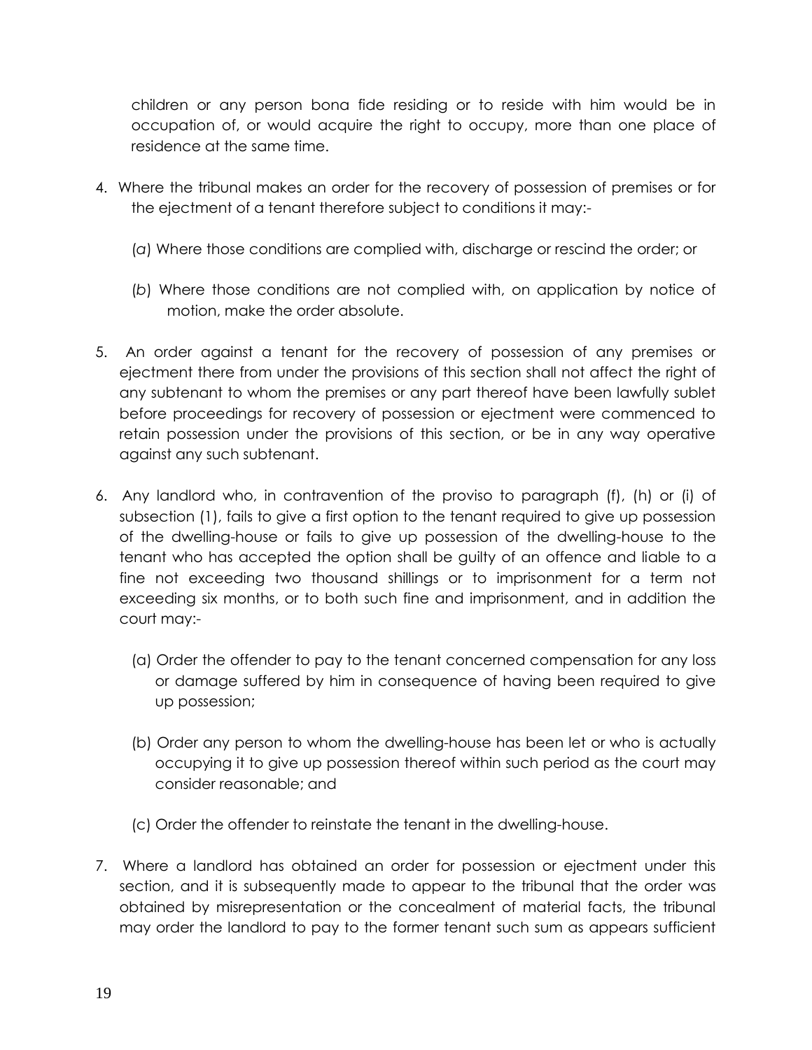children or any person bona fide residing or to reside with him would be in occupation of, or would acquire the right to occupy, more than one place of residence at the same time.

4. Where the tribunal makes an order for the recovery of possession of premises or for the ejectment of a tenant therefore subject to conditions it may:-

    (*a*) Where those conditions are complied with, discharge or rescind the order; or

    (*b*) Where those conditions are not complied with, on application by notice of motion, make the order absolute.

5. An order against a tenant for the recovery of possession of any premises or ejectment there from under the provisions of this section shall not affect the right of any subtenant to whom the premises or any part thereof have been lawfully sublet before proceedings for recovery of possession or ejectment were commenced to retain possession under the provisions of this section, or be in any way operative against any such subtenant.

6. Any landlord who, in contravention of the proviso to paragraph (f), (h) or (i) of subsection (1), fails to give a first option to the tenant required to give up possession of the dwelling-house or fails to give up possession of the dwelling-house to the tenant who has accepted the option shall be guilty of an offence and liable to a fine not exceeding two thousand shillings or to imprisonment for a term not exceeding six months, or to both such fine and imprisonment, and in addition the court may:-

    (a) Order the offender to pay to the tenant concerned compensation for any loss or damage suffered by him in consequence of having been required to give up possession;

    (b) Order any person to whom the dwelling-house has been let or who is actually occupying it to give up possession thereof within such period as the court may consider reasonable; and

    (c) Order the offender to reinstate the tenant in the dwelling-house.

7. Where a landlord has obtained an order for possession or ejectment under this section, and it is subsequently made to appear to the tribunal that the order was obtained by misrepresentation or the concealment of material facts, the tribunal may order the landlord to pay to the former tenant such sum as appears sufficient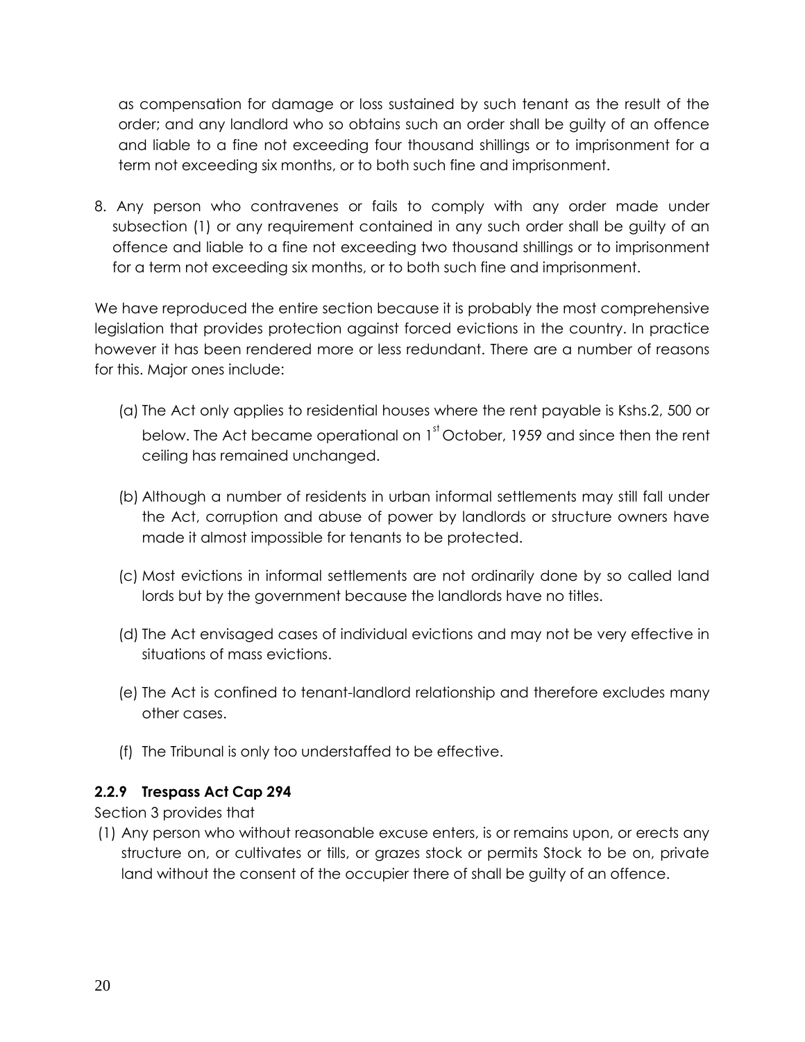as compensation for damage or loss sustained by such tenant as the result of the order; and any landlord who so obtains such an order shall be guilty of an offence and liable to a fine not exceeding four thousand shillings or to imprisonment for a term not exceeding six months, or to both such fine and imprisonment.

8. Any person who contravenes or fails to comply with any order made under subsection (1) or any requirement contained in any such order shall be guilty of an offence and liable to a fine not exceeding two thousand shillings or to imprisonment for a term not exceeding six months, or to both such fine and imprisonment.

We have reproduced the entire section because it is probably the most comprehensive legislation that provides protection against forced evictions in the country. In practice however it has been rendered more or less redundant. There are a number of reasons for this. Major ones include:

(a) The Act only applies to residential houses where the rent payable is Kshs.2, 500 or below. The Act became operational on 1st October, 1959 and since then the rent ceiling has remained unchanged.

(b) Although a number of residents in urban informal settlements may still fall under the Act, corruption and abuse of power by landlords or structure owners have made it almost impossible for tenants to be protected.

(c) Most evictions in informal settlements are not ordinarily done by so called land lords but by the government because the landlords have no titles.

(d) The Act envisaged cases of individual evictions and may not be very effective in situations of mass evictions.

(e) The Act is confined to tenant-landlord relationship and therefore excludes many other cases.

(f) The Tribunal is only too understaffed to be effective.

### 2.2.9 Trespass Act Cap 294

Section 3 provides that

(1) Any person who without reasonable excuse enters, is or remains upon, or erects any structure on, or cultivates or tills, or grazes stock or permits Stock to be on, private land without the consent of the occupier there of shall be guilty of an offence.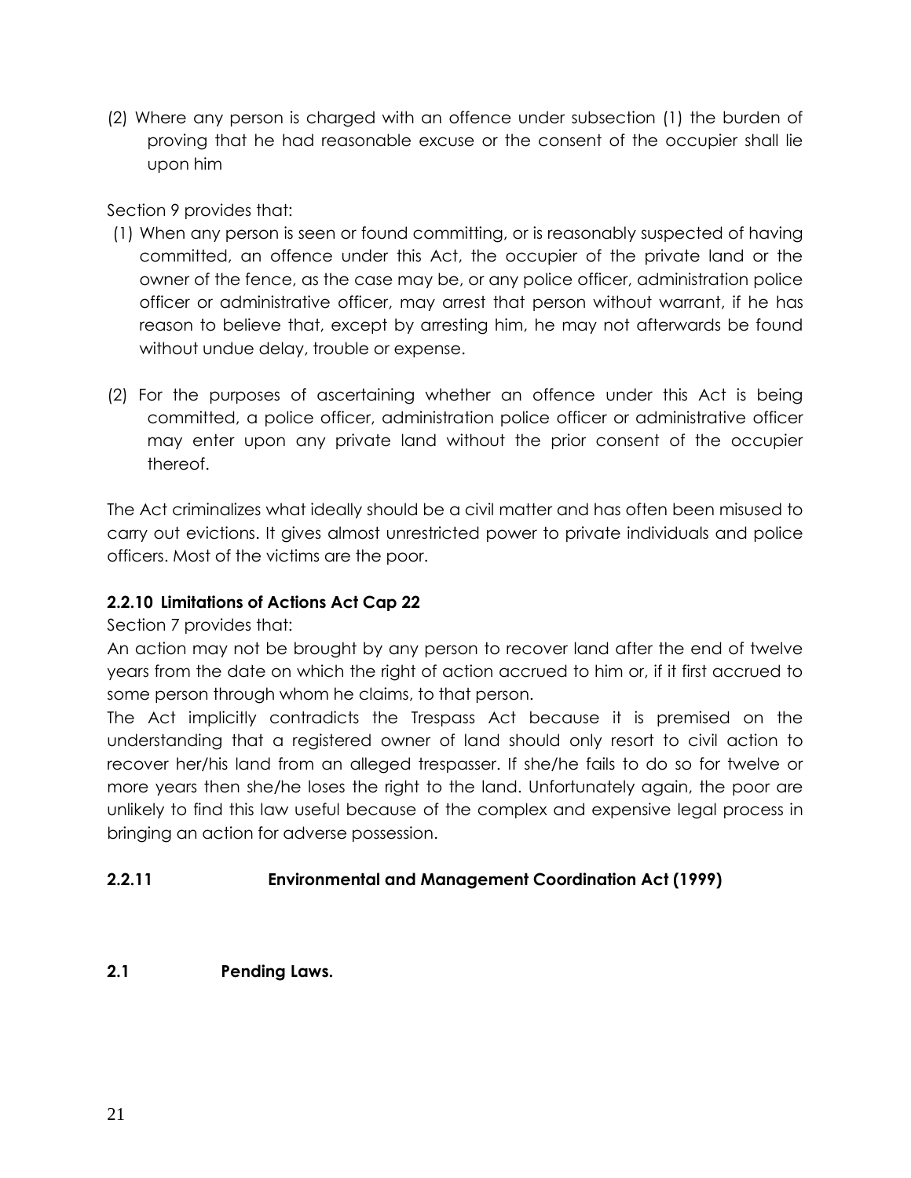(2) Where any person is charged with an offence under subsection (1) the burden of proving that he had reasonable excuse or the consent of the occupier shall lie upon him

Section 9 provides that:

(1) When any person is seen or found committing, or is reasonably suspected of having committed, an offence under this Act, the occupier of the private land or the owner of the fence, as the case may be, or any police officer, administration police officer or administrative officer, may arrest that person without warrant, if he has reason to believe that, except by arresting him, he may not afterwards be found without undue delay, trouble or expense.

(2) For the purposes of ascertaining whether an offence under this Act is being committed, a police officer, administration police officer or administrative officer may enter upon any private land without the prior consent of the occupier thereof.

The Act criminalizes what ideally should be a civil matter and has often been misused to carry out evictions. It gives almost unrestricted power to private individuals and police officers. Most of the victims are the poor.

### 2.2.10 Limitations of Actions Act Cap 22

Section 7 provides that:

An action may not be brought by any person to recover land after the end of twelve years from the date on which the right of action accrued to him or, if it first accrued to some person through whom he claims, to that person.

The Act implicitly contradicts the Trespass Act because it is premised on the understanding that a registered owner of land should only resort to civil action to recover her/his land from an alleged trespasser. If she/he fails to do so for twelve or more years then she/he loses the right to the land. Unfortunately again, the poor are unlikely to find this law useful because of the complex and expensive legal process in bringing an action for adverse possession.

### 2.2.11 Environmental and Management Coordination Act (1999)

## 2.1 Pending Laws.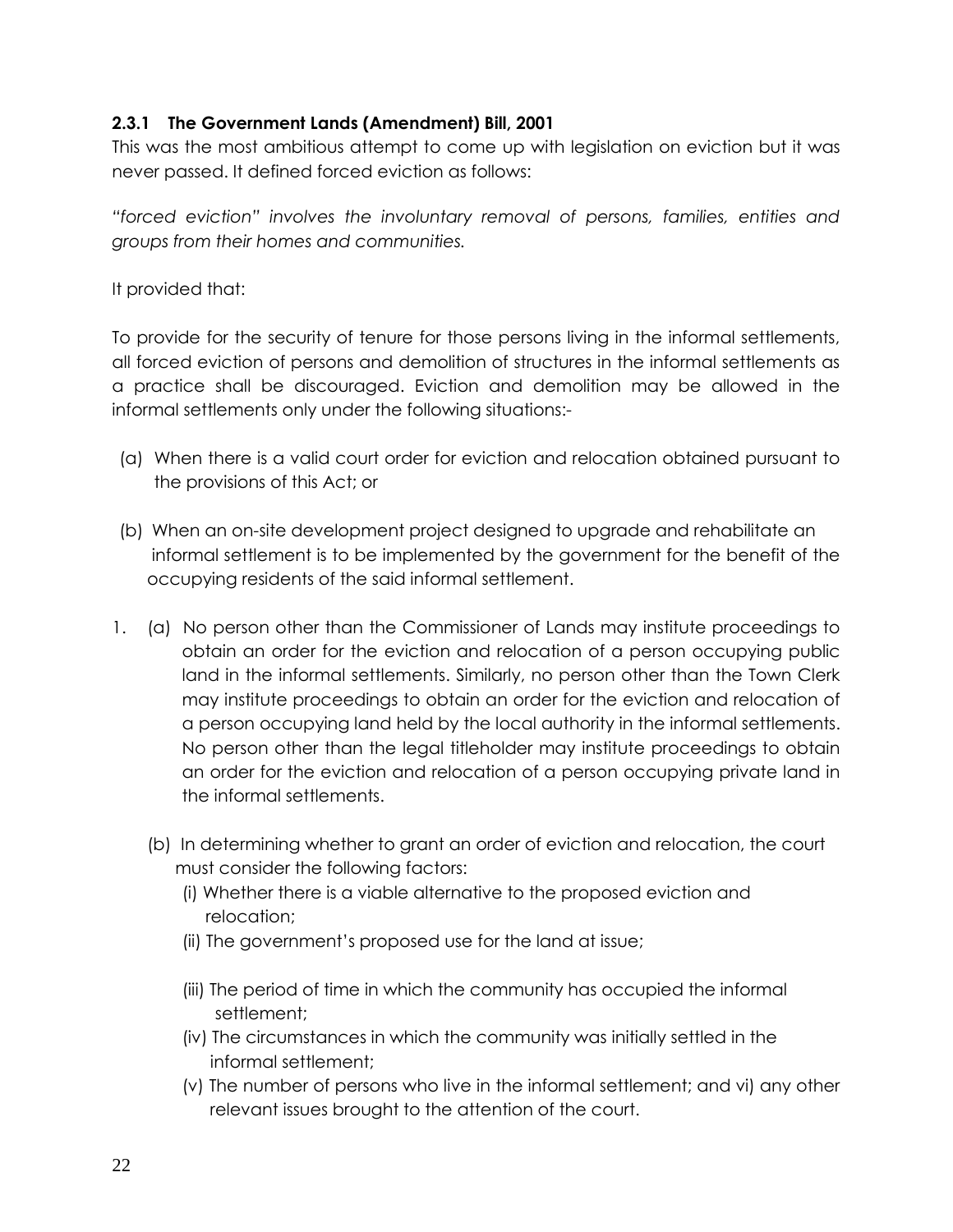### 2.3.1 The Government Lands (Amendment) Bill, 2001

This was the most ambitious attempt to come up with legislation on eviction but it was never passed. It defined forced eviction as follows:

*"forced eviction" involves the involuntary removal of persons, families, entities and groups from their homes and communities.*

It provided that:

To provide for the security of tenure for those persons living in the informal settlements, all forced eviction of persons and demolition of structures in the informal settlements as a practice shall be discouraged. Eviction and demolition may be allowed in the informal settlements only under the following situations:-

(a) When there is a valid court order for eviction and relocation obtained pursuant to the provisions of this Act; or

(b) When an on-site development project designed to upgrade and rehabilitate an informal settlement is to be implemented by the government for the benefit of the occupying residents of the said informal settlement.

1. (a) No person other than the Commissioner of Lands may institute proceedings to obtain an order for the eviction and relocation of a person occupying public land in the informal settlements. Similarly, no person other than the Town Clerk may institute proceedings to obtain an order for the eviction and relocation of a person occupying land held by the local authority in the informal settlements. No person other than the legal titleholder may institute proceedings to obtain an order for the eviction and relocation of a person occupying private land in the informal settlements.

   (b) In determining whether to grant an order of eviction and relocation, the court must consider the following factors:
   
   (i) Whether there is a viable alternative to the proposed eviction and relocation;
   
   (ii) The government's proposed use for the land at issue;
   
   (iii) The period of time in which the community has occupied the informal settlement;
   
   (iv) The circumstances in which the community was initially settled in the informal settlement;
   
   (v) The number of persons who live in the informal settlement; and vi) any other relevant issues brought to the attention of the court.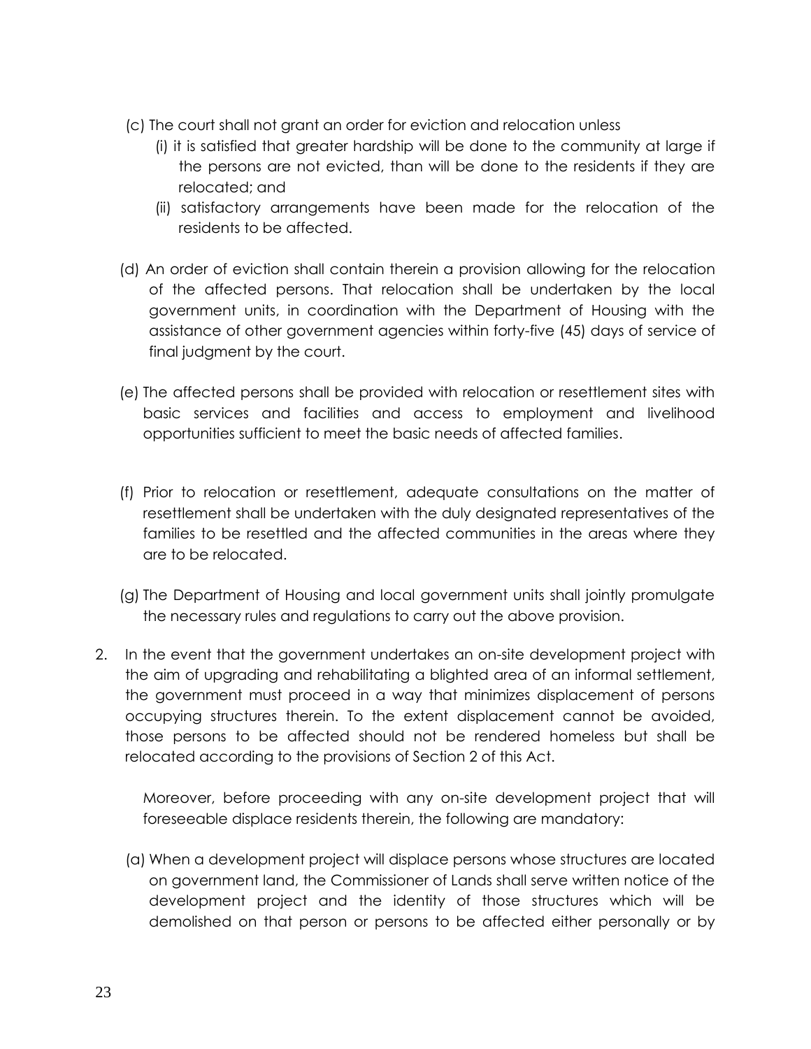(c) The court shall not grant an order for eviction and relocation unless

   (i) it is satisfied that greater hardship will be done to the community at large if the persons are not evicted, than will be done to the residents if they are relocated; and

   (ii) satisfactory arrangements have been made for the relocation of the residents to be affected.

(d) An order of eviction shall contain therein a provision allowing for the relocation of the affected persons. That relocation shall be undertaken by the local government units, in coordination with the Department of Housing with the assistance of other government agencies within forty-five (45) days of service of final judgment by the court.

(e) The affected persons shall be provided with relocation or resettlement sites with basic services and facilities and access to employment and livelihood opportunities sufficient to meet the basic needs of affected families.

(f) Prior to relocation or resettlement, adequate consultations on the matter of resettlement shall be undertaken with the duly designated representatives of the families to be resettled and the affected communities in the areas where they are to be relocated.

(g) The Department of Housing and local government units shall jointly promulgate the necessary rules and regulations to carry out the above provision.

2. In the event that the government undertakes an on-site development project with the aim of upgrading and rehabilitating a blighted area of an informal settlement, the government must proceed in a way that minimizes displacement of persons occupying structures therein. To the extent displacement cannot be avoided, those persons to be affected should not be rendered homeless but shall be relocated according to the provisions of Section 2 of this Act.

   Moreover, before proceeding with any on-site development project that will foreseeable displace residents therein, the following are mandatory:

   (a) When a development project will displace persons whose structures are located on government land, the Commissioner of Lands shall serve written notice of the development project and the identity of those structures which will be demolished on that person or persons to be affected either personally or by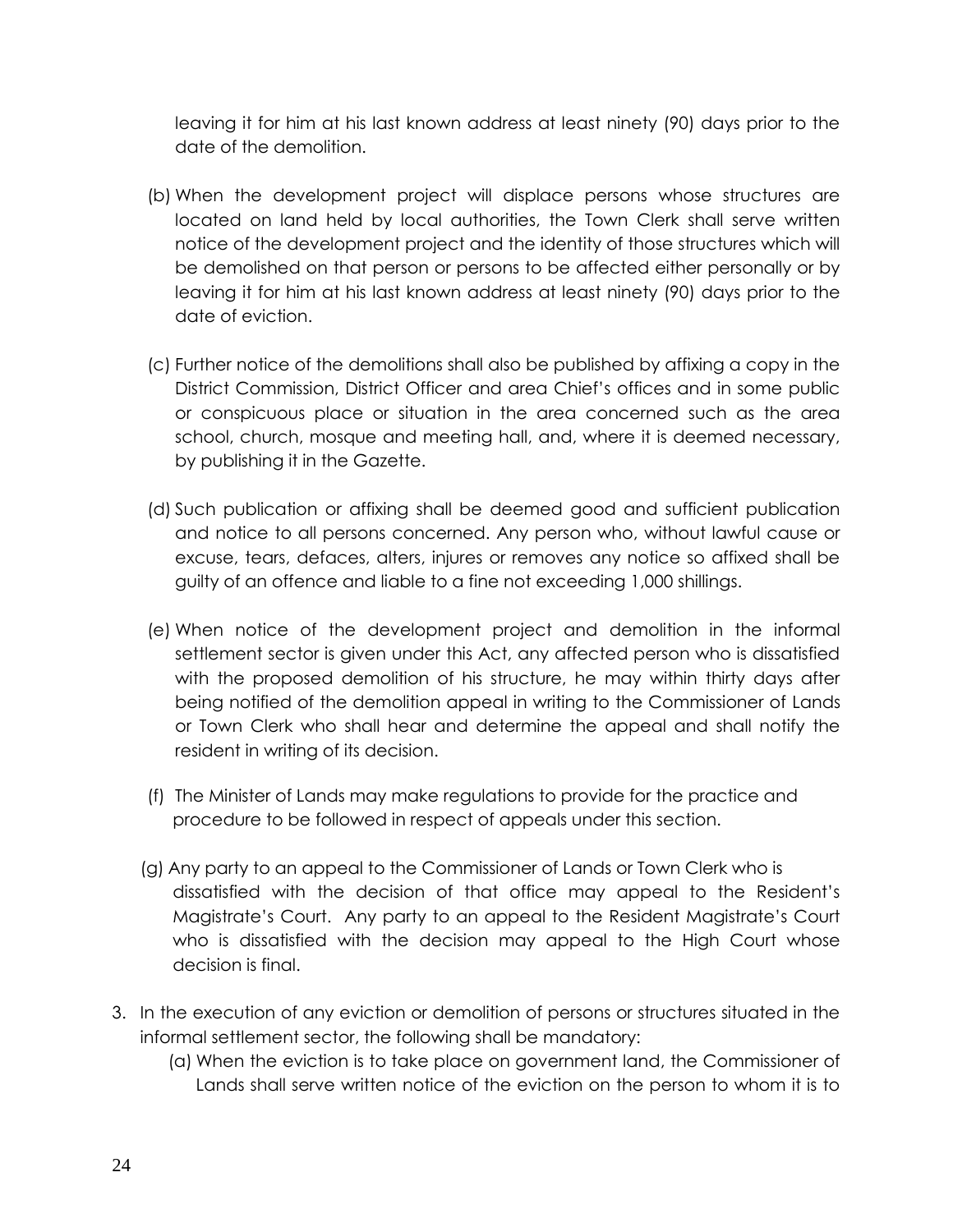leaving it for him at his last known address at least ninety (90) days prior to the date of the demolition.

(b) When the development project will displace persons whose structures are located on land held by local authorities, the Town Clerk shall serve written notice of the development project and the identity of those structures which will be demolished on that person or persons to be affected either personally or by leaving it for him at his last known address at least ninety (90) days prior to the date of eviction.

(c) Further notice of the demolitions shall also be published by affixing a copy in the District Commission, District Officer and area Chief's offices and in some public or conspicuous place or situation in the area concerned such as the area school, church, mosque and meeting hall, and, where it is deemed necessary, by publishing it in the Gazette.

(d) Such publication or affixing shall be deemed good and sufficient publication and notice to all persons concerned. Any person who, without lawful cause or excuse, tears, defaces, alters, injures or removes any notice so affixed shall be guilty of an offence and liable to a fine not exceeding 1,000 shillings.

(e) When notice of the development project and demolition in the informal settlement sector is given under this Act, any affected person who is dissatisfied with the proposed demolition of his structure, he may within thirty days after being notified of the demolition appeal in writing to the Commissioner of Lands or Town Clerk who shall hear and determine the appeal and shall notify the resident in writing of its decision.

(f) The Minister of Lands may make regulations to provide for the practice and procedure to be followed in respect of appeals under this section.

(g) Any party to an appeal to the Commissioner of Lands or Town Clerk who is dissatisfied with the decision of that office may appeal to the Resident's Magistrate's Court. Any party to an appeal to the Resident Magistrate's Court who is dissatisfied with the decision may appeal to the High Court whose decision is final.

3. In the execution of any eviction or demolition of persons or structures situated in the informal settlement sector, the following shall be mandatory:
   (a) When the eviction is to take place on government land, the Commissioner of Lands shall serve written notice of the eviction on the person to whom it is to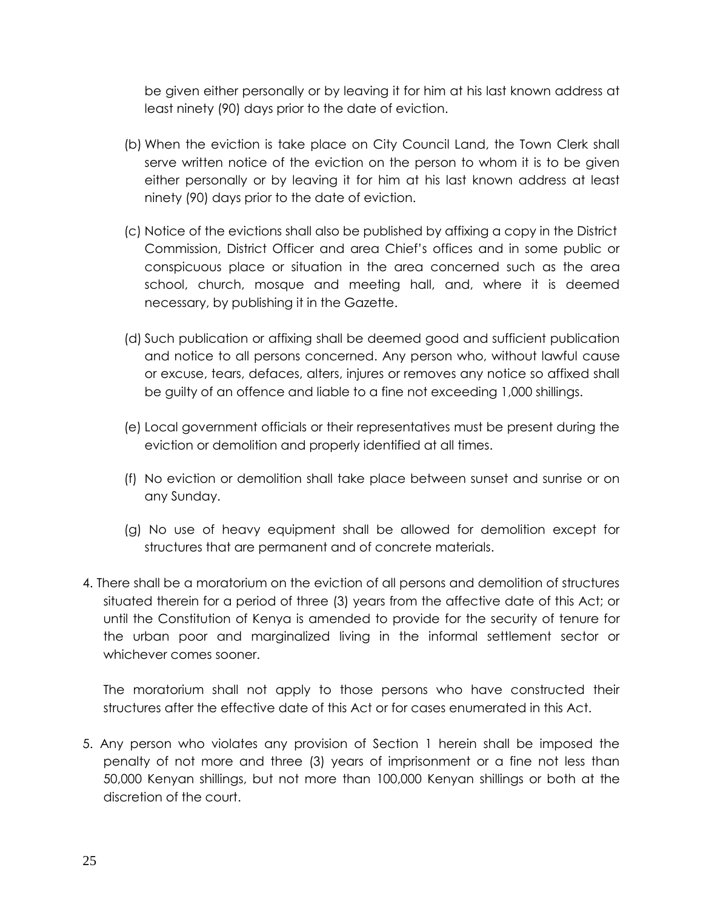be given either personally or by leaving it for him at his last known address at least ninety (90) days prior to the date of eviction.

(b) When the eviction is take place on City Council Land, the Town Clerk shall serve written notice of the eviction on the person to whom it is to be given either personally or by leaving it for him at his last known address at least ninety (90) days prior to the date of eviction.

(c) Notice of the evictions shall also be published by affixing a copy in the District Commission, District Officer and area Chief's offices and in some public or conspicuous place or situation in the area concerned such as the area school, church, mosque and meeting hall, and, where it is deemed necessary, by publishing it in the Gazette.

(d) Such publication or affixing shall be deemed good and sufficient publication and notice to all persons concerned. Any person who, without lawful cause or excuse, tears, defaces, alters, injures or removes any notice so affixed shall be guilty of an offence and liable to a fine not exceeding 1,000 shillings.

(e) Local government officials or their representatives must be present during the eviction or demolition and properly identified at all times.

(f) No eviction or demolition shall take place between sunset and sunrise or on any Sunday.

(g) No use of heavy equipment shall be allowed for demolition except for structures that are permanent and of concrete materials.

4. There shall be a moratorium on the eviction of all persons and demolition of structures situated therein for a period of three (3) years from the affective date of this Act; or until the Constitution of Kenya is amended to provide for the security of tenure for the urban poor and marginalized living in the informal settlement sector or whichever comes sooner.

   The moratorium shall not apply to those persons who have constructed their structures after the effective date of this Act or for cases enumerated in this Act.

5. Any person who violates any provision of Section 1 herein shall be imposed the penalty of not more and three (3) years of imprisonment or a fine not less than 50,000 Kenyan shillings, but not more than 100,000 Kenyan shillings or both at the discretion of the court.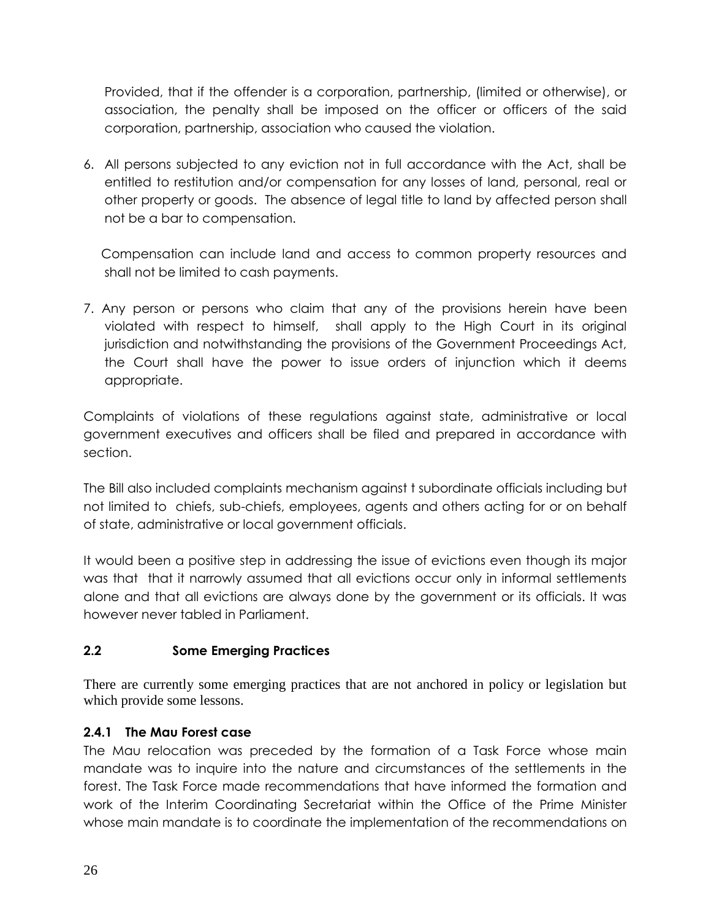Provided, that if the offender is a corporation, partnership, (limited or otherwise), or association, the penalty shall be imposed on the officer or officers of the said corporation, partnership, association who caused the violation.

6. All persons subjected to any eviction not in full accordance with the Act, shall be entitled to restitution and/or compensation for any losses of land, personal, real or other property or goods. The absence of legal title to land by affected person shall not be a bar to compensation.

   Compensation can include land and access to common property resources and shall not be limited to cash payments.

7. Any person or persons who claim that any of the provisions herein have been violated with respect to himself, shall apply to the High Court in its original jurisdiction and notwithstanding the provisions of the Government Proceedings Act, the Court shall have the power to issue orders of injunction which it deems appropriate.

Complaints of violations of these regulations against state, administrative or local government executives and officers shall be filed and prepared in accordance with section.

The Bill also included complaints mechanism against t subordinate officials including but not limited to chiefs, sub-chiefs, employees, agents and others acting for or on behalf of state, administrative or local government officials.

It would been a positive step in addressing the issue of evictions even though its major was that that it narrowly assumed that all evictions occur only in informal settlements alone and that all evictions are always done by the government or its officials. It was however never tabled in Parliament.

## 2.2 Some Emerging Practices

There are currently some emerging practices that are not anchored in policy or legislation but which provide some lessons.

### 2.4.1 The Mau Forest case

The Mau relocation was preceded by the formation of a Task Force whose main mandate was to inquire into the nature and circumstances of the settlements in the forest. The Task Force made recommendations that have informed the formation and work of the Interim Coordinating Secretariat within the Office of the Prime Minister whose main mandate is to coordinate the implementation of the recommendations on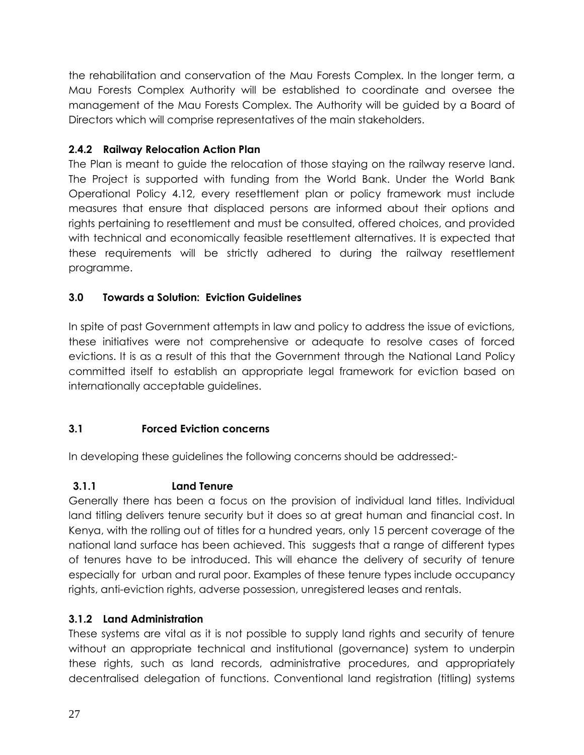the rehabilitation and conservation of the Mau Forests Complex. In the longer term, a Mau Forests Complex Authority will be established to coordinate and oversee the management of the Mau Forests Complex. The Authority will be guided by a Board of Directors which will comprise representatives of the main stakeholders.

### 2.4.2 Railway Relocation Action Plan

The Plan is meant to guide the relocation of those staying on the railway reserve land. The Project is supported with funding from the World Bank. Under the World Bank Operational Policy 4.12, every resettlement plan or policy framework must include measures that ensure that displaced persons are informed about their options and rights pertaining to resettlement and must be consulted, offered choices, and provided with technical and economically feasible resettlement alternatives. It is expected that these requirements will be strictly adhered to during the railway resettlement programme.

## 3.0 Towards a Solution: Eviction Guidelines

In spite of past Government attempts in law and policy to address the issue of evictions, these initiatives were not comprehensive or adequate to resolve cases of forced evictions. It is as a result of this that the Government through the National Land Policy committed itself to establish an appropriate legal framework for eviction based on internationally acceptable guidelines.

## 3.1 Forced Eviction concerns

In developing these guidelines the following concerns should be addressed:-

### 3.1.1 Land Tenure

Generally there has been a focus on the provision of individual land titles. Individual land titling delivers tenure security but it does so at great human and financial cost. In Kenya, with the rolling out of titles for a hundred years, only 15 percent coverage of the national land surface has been achieved. This suggests that a range of different types of tenures have to be introduced. This will ehance the delivery of security of tenure especially for urban and rural poor. Examples of these tenure types include occupancy rights, anti-eviction rights, adverse possession, unregistered leases and rentals.

### 3.1.2 Land Administration

These systems are vital as it is not possible to supply land rights and security of tenure without an appropriate technical and institutional (governance) system to underpin these rights, such as land records, administrative procedures, and appropriately decentralised delegation of functions. Conventional land registration (titling) systems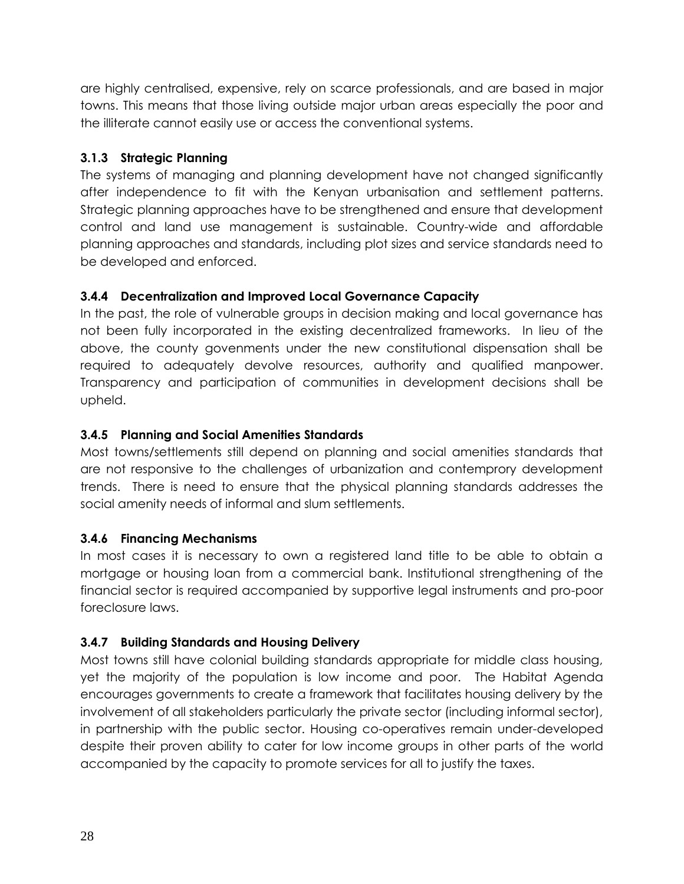are highly centralised, expensive, rely on scarce professionals, and are based in major towns. This means that those living outside major urban areas especially the poor and the illiterate cannot easily use or access the conventional systems.

### 3.1.3 Strategic Planning

The systems of managing and planning development have not changed significantly after independence to fit with the Kenyan urbanisation and settlement patterns. Strategic planning approaches have to be strengthened and ensure that development control and land use management is sustainable. Country-wide and affordable planning approaches and standards, including plot sizes and service standards need to be developed and enforced.

### 3.4.4 Decentralization and Improved Local Governance Capacity

In the past, the role of vulnerable groups in decision making and local governance has not been fully incorporated in the existing decentralized frameworks. In lieu of the above, the county govenments under the new constitutional dispensation shall be required to adequately devolve resources, authority and qualified manpower. Transparency and participation of communities in development decisions shall be upheld.

### 3.4.5 Planning and Social Amenities Standards

Most towns/settlements still depend on planning and social amenities standards that are not responsive to the challenges of urbanization and contemprory development trends. There is need to ensure that the physical planning standards addresses the social amenity needs of informal and slum settlements.

### 3.4.6 Financing Mechanisms

In most cases it is necessary to own a registered land title to be able to obtain a mortgage or housing loan from a commercial bank. Institutional strengthening of the financial sector is required accompanied by supportive legal instruments and pro-poor foreclosure laws.

### 3.4.7 Building Standards and Housing Delivery

Most towns still have colonial building standards appropriate for middle class housing, yet the majority of the population is low income and poor. The Habitat Agenda encourages governments to create a framework that facilitates housing delivery by the involvement of all stakeholders particularly the private sector (including informal sector), in partnership with the public sector. Housing co-operatives remain under-developed despite their proven ability to cater for low income groups in other parts of the world accompanied by the capacity to promote services for all to justify the taxes.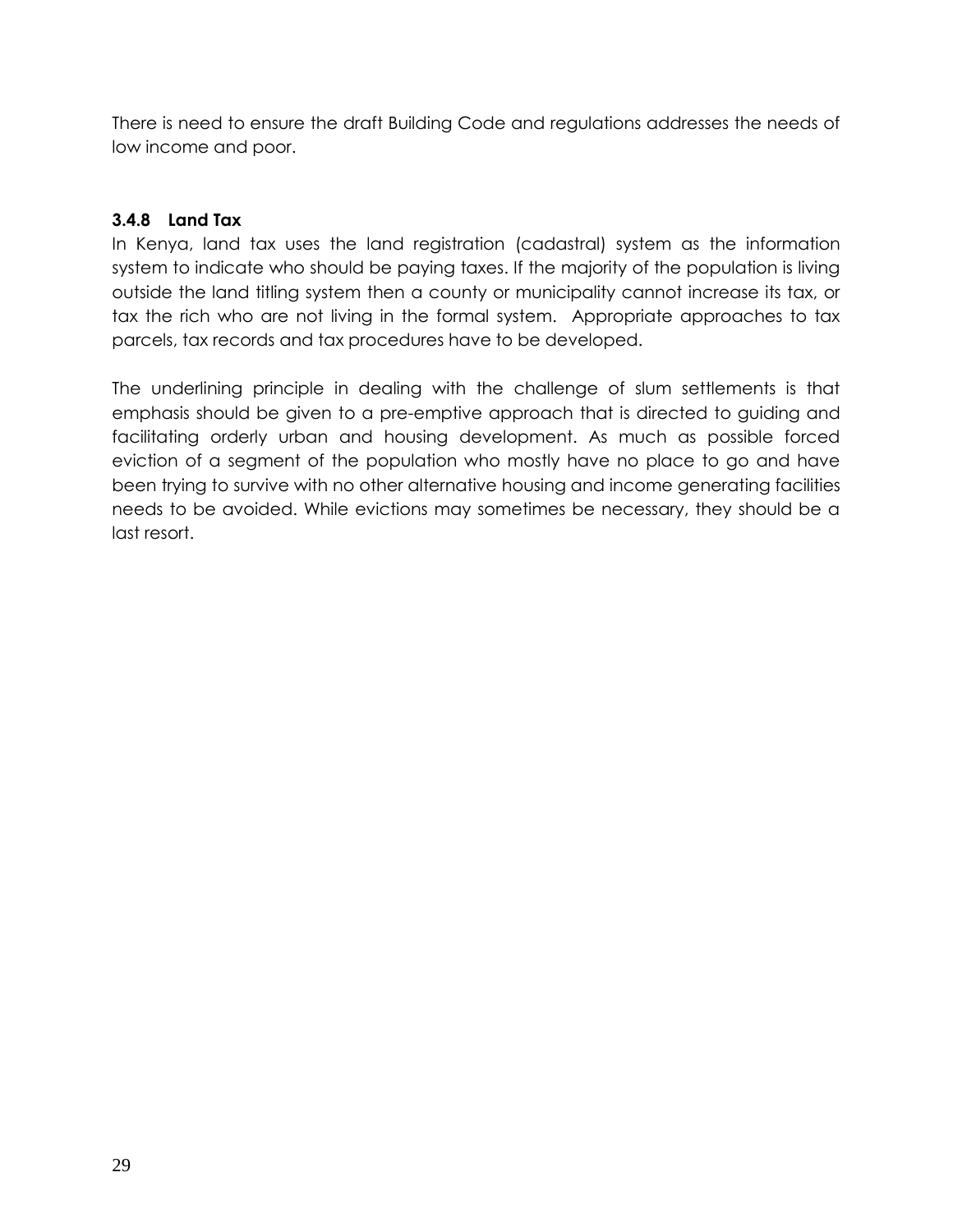There is need to ensure the draft Building Code and regulations addresses the needs of low income and poor.

### 3.4.8 Land Tax

In Kenya, land tax uses the land registration (cadastral) system as the information system to indicate who should be paying taxes. If the majority of the population is living outside the land titling system then a county or municipality cannot increase its tax, or tax the rich who are not living in the formal system. Appropriate approaches to tax parcels, tax records and tax procedures have to be developed.

The underlining principle in dealing with the challenge of slum settlements is that emphasis should be given to a pre-emptive approach that is directed to guiding and facilitating orderly urban and housing development. As much as possible forced eviction of a segment of the population who mostly have no place to go and have been trying to survive with no other alternative housing and income generating facilities needs to be avoided. While evictions may sometimes be necessary, they should be a last resort.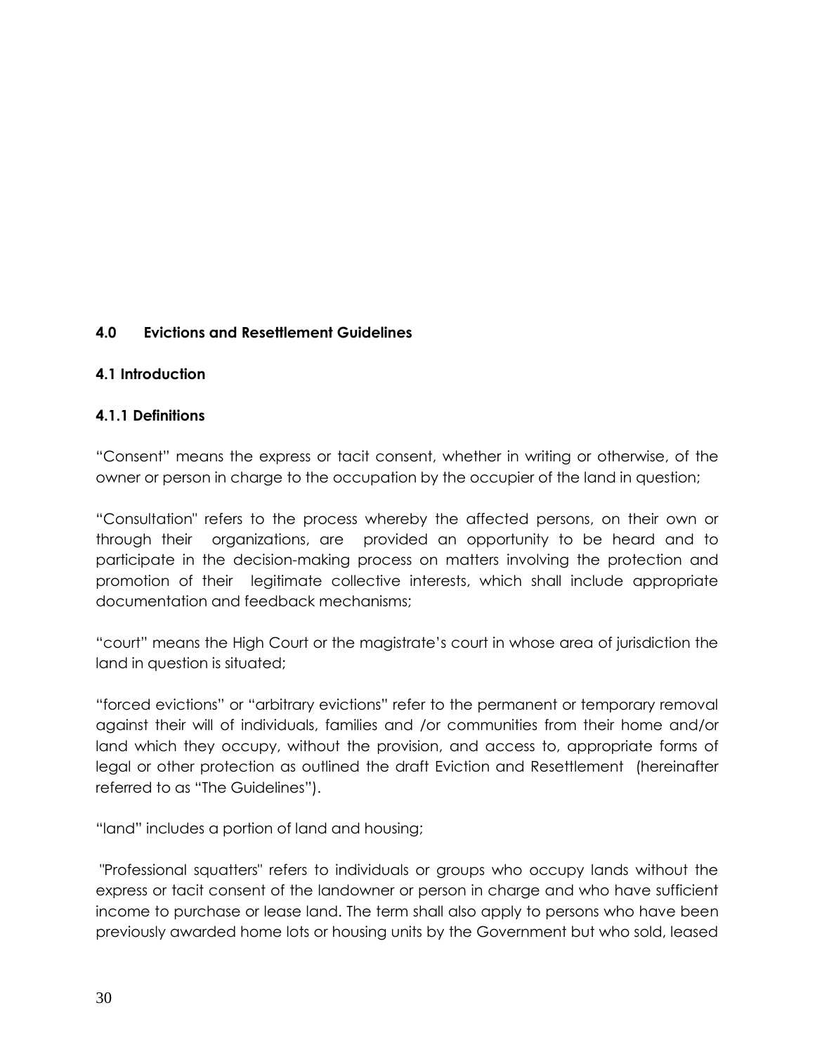## 4.0 Evictions and Resettlement Guidelines

### 4.1 Introduction

#### 4.1.1 Definitions

"Consent" means the express or tacit consent, whether in writing or otherwise, of the owner or person in charge to the occupation by the occupier of the land in question;

"Consultation" refers to the process whereby the affected persons, on their own or through their organizations, are provided an opportunity to be heard and to participate in the decision-making process on matters involving the protection and promotion of their legitimate collective interests, which shall include appropriate documentation and feedback mechanisms;

"court" means the High Court or the magistrate's court in whose area of jurisdiction the land in question is situated;

"forced evictions" or "arbitrary evictions" refer to the permanent or temporary removal against their will of individuals, families and /or communities from their home and/or land which they occupy, without the provision, and access to, appropriate forms of legal or other protection as outlined the draft Eviction and Resettlement (hereinafter referred to as "The Guidelines").

"land" includes a portion of land and housing;

"Professional squatters" refers to individuals or groups who occupy lands without the express or tacit consent of the landowner or person in charge and who have sufficient income to purchase or lease land. The term shall also apply to persons who have been previously awarded home lots or housing units by the Government but who sold, leased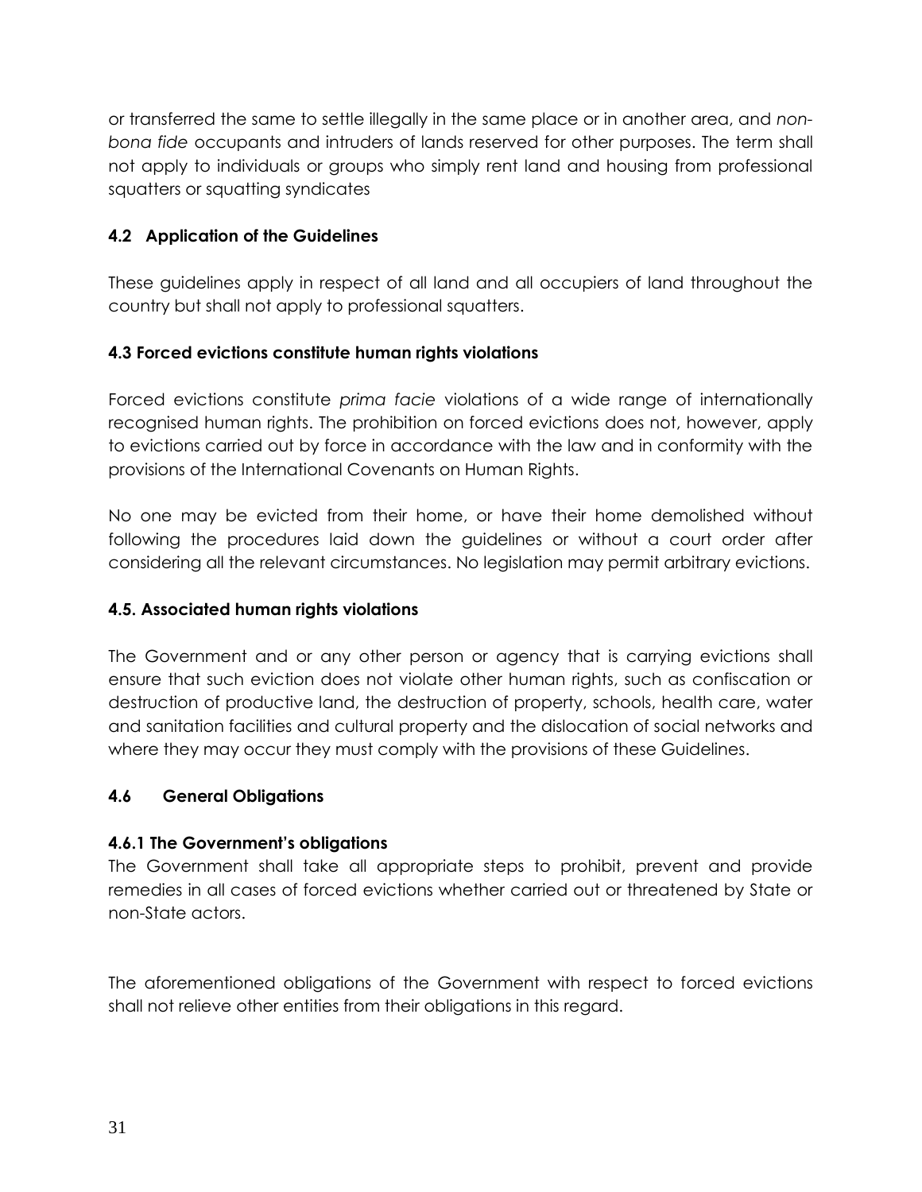or transferred the same to settle illegally in the same place or in another area, and *non-bona fide* occupants and intruders of lands reserved for other purposes. The term shall not apply to individuals or groups who simply rent land and housing from professional squatters or squatting syndicates

### 4.2 Application of the Guidelines

These guidelines apply in respect of all land and all occupiers of land throughout the country but shall not apply to professional squatters.

### 4.3 Forced evictions constitute human rights violations

Forced evictions constitute *prima facie* violations of a wide range of internationally recognised human rights. The prohibition on forced evictions does not, however, apply to evictions carried out by force in accordance with the law and in conformity with the provisions of the International Covenants on Human Rights.

No one may be evicted from their home, or have their home demolished without following the procedures laid down the guidelines or without a court order after considering all the relevant circumstances. No legislation may permit arbitrary evictions.

### 4.5. Associated human rights violations

The Government and or any other person or agency that is carrying evictions shall ensure that such eviction does not violate other human rights, such as confiscation or destruction of productive land, the destruction of property, schools, health care, water and sanitation facilities and cultural property and the dislocation of social networks and where they may occur they must comply with the provisions of these Guidelines.

### 4.6 General Obligations

#### 4.6.1 The Government's obligations

The Government shall take all appropriate steps to prohibit, prevent and provide remedies in all cases of forced evictions whether carried out or threatened by State or non-State actors.

The aforementioned obligations of the Government with respect to forced evictions shall not relieve other entities from their obligations in this regard.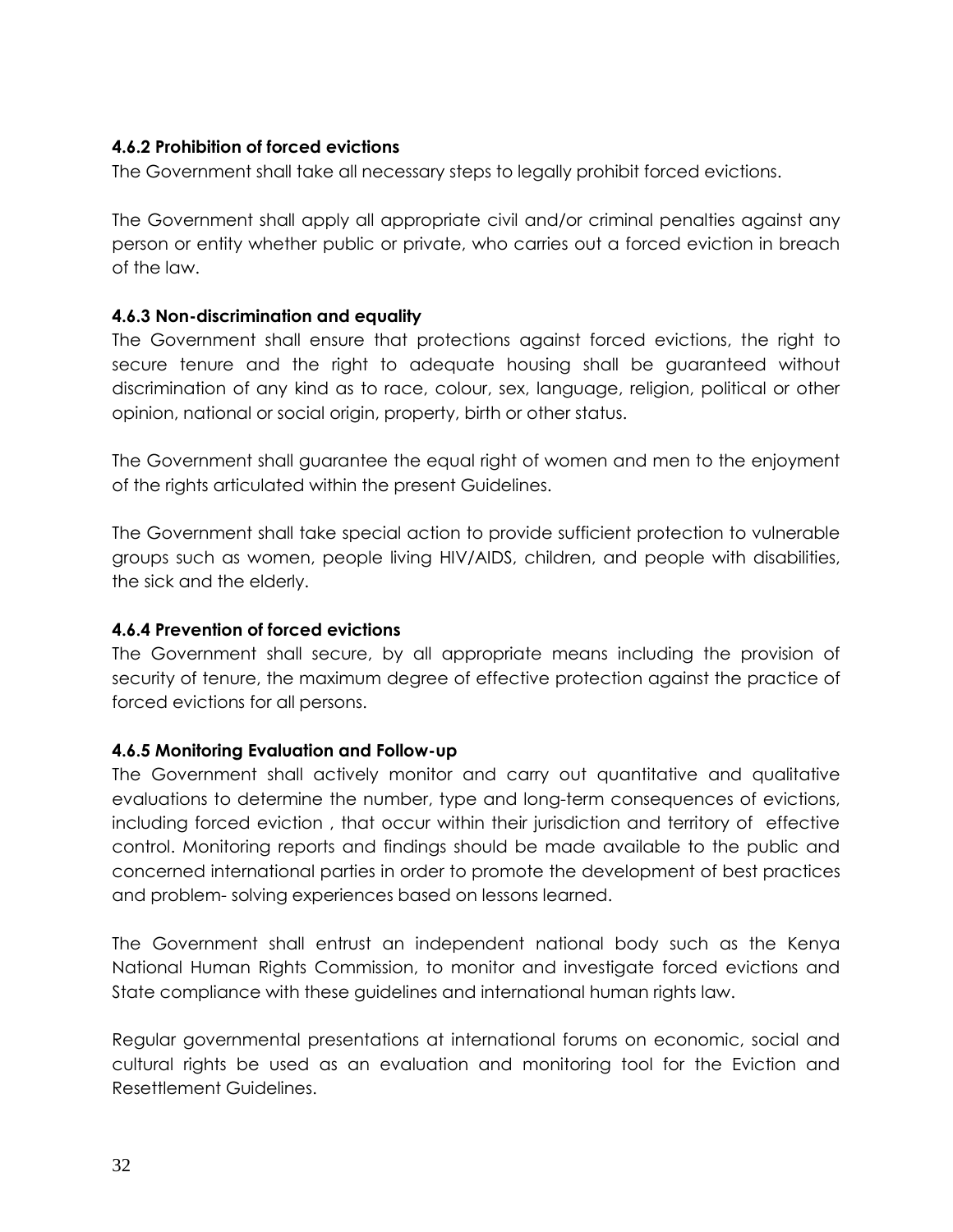#### 4.6.2 Prohibition of forced evictions

The Government shall take all necessary steps to legally prohibit forced evictions.

The Government shall apply all appropriate civil and/or criminal penalties against any person or entity whether public or private, who carries out a forced eviction in breach of the law.

#### 4.6.3 Non-discrimination and equality

The Government shall ensure that protections against forced evictions, the right to secure tenure and the right to adequate housing shall be guaranteed without discrimination of any kind as to race, colour, sex, language, religion, political or other opinion, national or social origin, property, birth or other status.

The Government shall guarantee the equal right of women and men to the enjoyment of the rights articulated within the present Guidelines.

The Government shall take special action to provide sufficient protection to vulnerable groups such as women, people living HIV/AIDS, children, and people with disabilities, the sick and the elderly.

#### 4.6.4 Prevention of forced evictions

The Government shall secure, by all appropriate means including the provision of security of tenure, the maximum degree of effective protection against the practice of forced evictions for all persons.

#### 4.6.5 Monitoring Evaluation and Follow-up

The Government shall actively monitor and carry out quantitative and qualitative evaluations to determine the number, type and long-term consequences of evictions, including forced eviction , that occur within their jurisdiction and territory of effective control. Monitoring reports and findings should be made available to the public and concerned international parties in order to promote the development of best practices and problem- solving experiences based on lessons learned.

The Government shall entrust an independent national body such as the Kenya National Human Rights Commission, to monitor and investigate forced evictions and State compliance with these guidelines and international human rights law.

Regular governmental presentations at international forums on economic, social and cultural rights be used as an evaluation and monitoring tool for the Eviction and Resettlement Guidelines.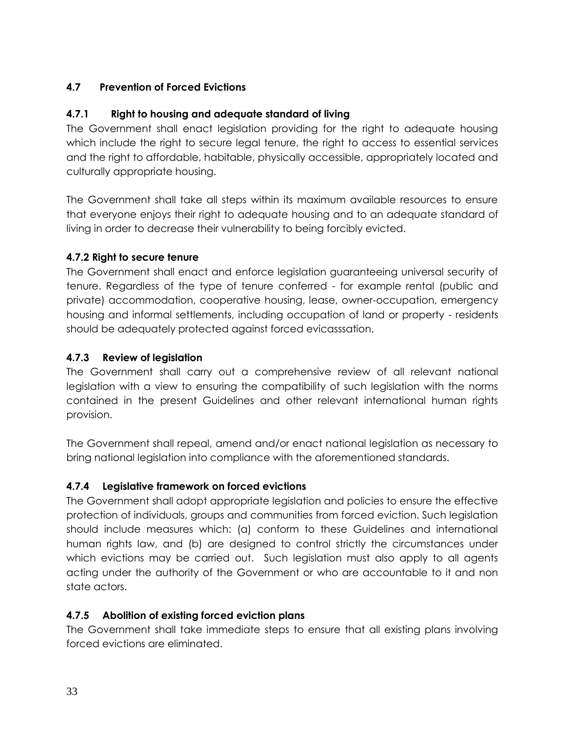## 4.7 Prevention of Forced Evictions

### 4.7.1 Right to housing and adequate standard of living

The Government shall enact legislation providing for the right to adequate housing which include the right to secure legal tenure, the right to access to essential services and the right to affordable, habitable, physically accessible, appropriately located and culturally appropriate housing.

The Government shall take all steps within its maximum available resources to ensure that everyone enjoys their right to adequate housing and to an adequate standard of living in order to decrease their vulnerability to being forcibly evicted.

### 4.7.2 Right to secure tenure

The Government shall enact and enforce legislation guaranteeing universal security of tenure. Regardless of the type of tenure conferred - for example rental (public and private) accommodation, cooperative housing, lease, owner-occupation, emergency housing and informal settlements, including occupation of land or property - residents should be adequately protected against forced evicasssation.

### 4.7.3 Review of legislation

The Government shall carry out a comprehensive review of all relevant national legislation with a view to ensuring the compatibility of such legislation with the norms contained in the present Guidelines and other relevant international human rights provision.

The Government shall repeal, amend and/or enact national legislation as necessary to bring national legislation into compliance with the aforementioned standards.

### 4.7.4 Legislative framework on forced evictions

The Government shall adopt appropriate legislation and policies to ensure the effective protection of individuals, groups and communities from forced eviction. Such legislation should include measures which: (a) conform to these Guidelines and international human rights law, and (b) are designed to control strictly the circumstances under which evictions may be carried out. Such legislation must also apply to all agents acting under the authority of the Government or who are accountable to it and non state actors.

### 4.7.5 Abolition of existing forced eviction plans

The Government shall take immediate steps to ensure that all existing plans involving forced evictions are eliminated.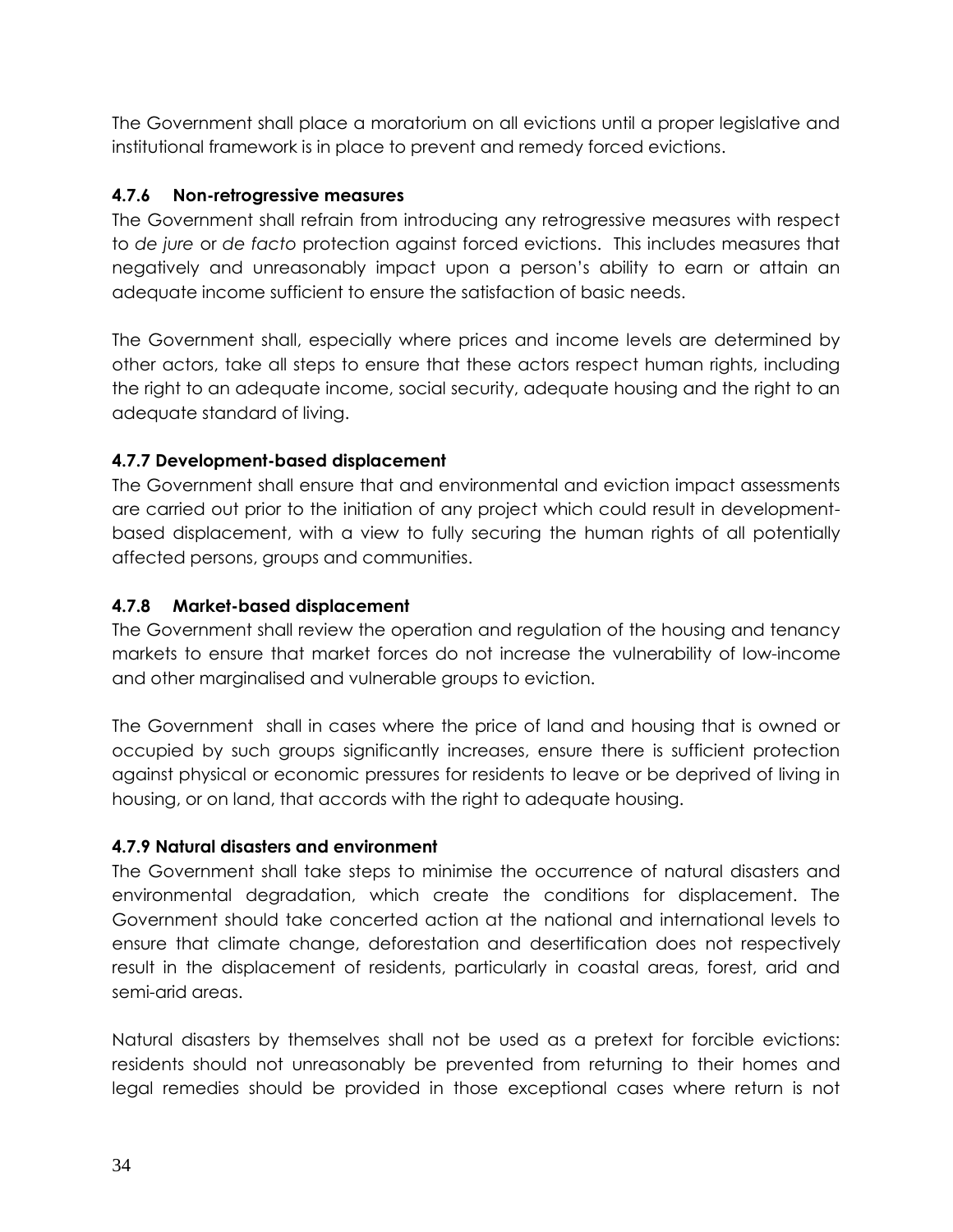The Government shall place a moratorium on all evictions until a proper legislative and institutional framework is in place to prevent and remedy forced evictions.

#### 4.7.6 Non-retrogressive measures

The Government shall refrain from introducing any retrogressive measures with respect to *de jure* or *de facto* protection against forced evictions. This includes measures that negatively and unreasonably impact upon a person's ability to earn or attain an adequate income sufficient to ensure the satisfaction of basic needs.

The Government shall, especially where prices and income levels are determined by other actors, take all steps to ensure that these actors respect human rights, including the right to an adequate income, social security, adequate housing and the right to an adequate standard of living.

#### 4.7.7 Development-based displacement

The Government shall ensure that and environmental and eviction impact assessments are carried out prior to the initiation of any project which could result in development-based displacement, with a view to fully securing the human rights of all potentially affected persons, groups and communities.

#### 4.7.8 Market-based displacement

The Government shall review the operation and regulation of the housing and tenancy markets to ensure that market forces do not increase the vulnerability of low-income and other marginalised and vulnerable groups to eviction.

The Government shall in cases where the price of land and housing that is owned or occupied by such groups significantly increases, ensure there is sufficient protection against physical or economic pressures for residents to leave or be deprived of living in housing, or on land, that accords with the right to adequate housing.

#### 4.7.9 Natural disasters and environment

The Government shall take steps to minimise the occurrence of natural disasters and environmental degradation, which create the conditions for displacement. The Government should take concerted action at the national and international levels to ensure that climate change, deforestation and desertification does not respectively result in the displacement of residents, particularly in coastal areas, forest, arid and semi-arid areas.

Natural disasters by themselves shall not be used as a pretext for forcible evictions: residents should not unreasonably be prevented from returning to their homes and legal remedies should be provided in those exceptional cases where return is not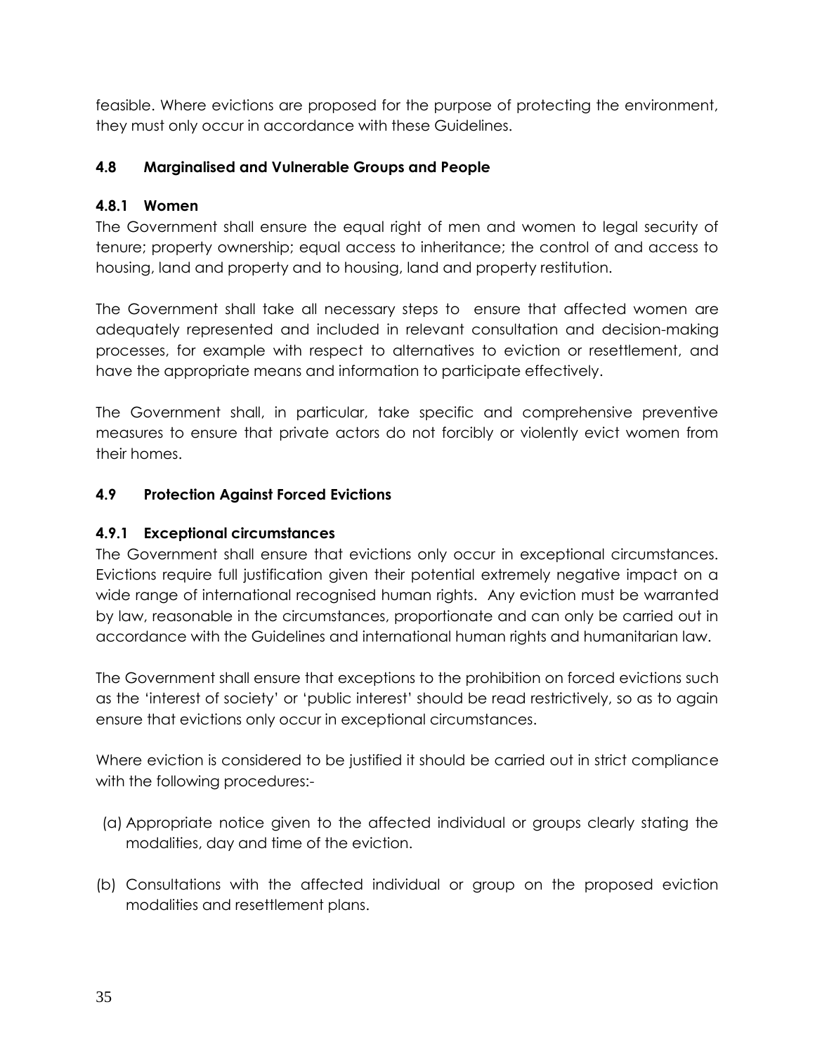feasible. Where evictions are proposed for the purpose of protecting the environment, they must only occur in accordance with these Guidelines.

### 4.8 Marginalised and Vulnerable Groups and People

#### 4.8.1 Women

The Government shall ensure the equal right of men and women to legal security of tenure; property ownership; equal access to inheritance; the control of and access to housing, land and property and to housing, land and property restitution.

The Government shall take all necessary steps to ensure that affected women are adequately represented and included in relevant consultation and decision-making processes, for example with respect to alternatives to eviction or resettlement, and have the appropriate means and information to participate effectively.

The Government shall, in particular, take specific and comprehensive preventive measures to ensure that private actors do not forcibly or violently evict women from their homes.

### 4.9 Protection Against Forced Evictions

#### 4.9.1 Exceptional circumstances

The Government shall ensure that evictions only occur in exceptional circumstances. Evictions require full justification given their potential extremely negative impact on a wide range of international recognised human rights. Any eviction must be warranted by law, reasonable in the circumstances, proportionate and can only be carried out in accordance with the Guidelines and international human rights and humanitarian law.

The Government shall ensure that exceptions to the prohibition on forced evictions such as the 'interest of society' or 'public interest' should be read restrictively, so as to again ensure that evictions only occur in exceptional circumstances.

Where eviction is considered to be justified it should be carried out in strict compliance with the following procedures:-

(a) Appropriate notice given to the affected individual or groups clearly stating the modalities, day and time of the eviction.

(b) Consultations with the affected individual or group on the proposed eviction modalities and resettlement plans.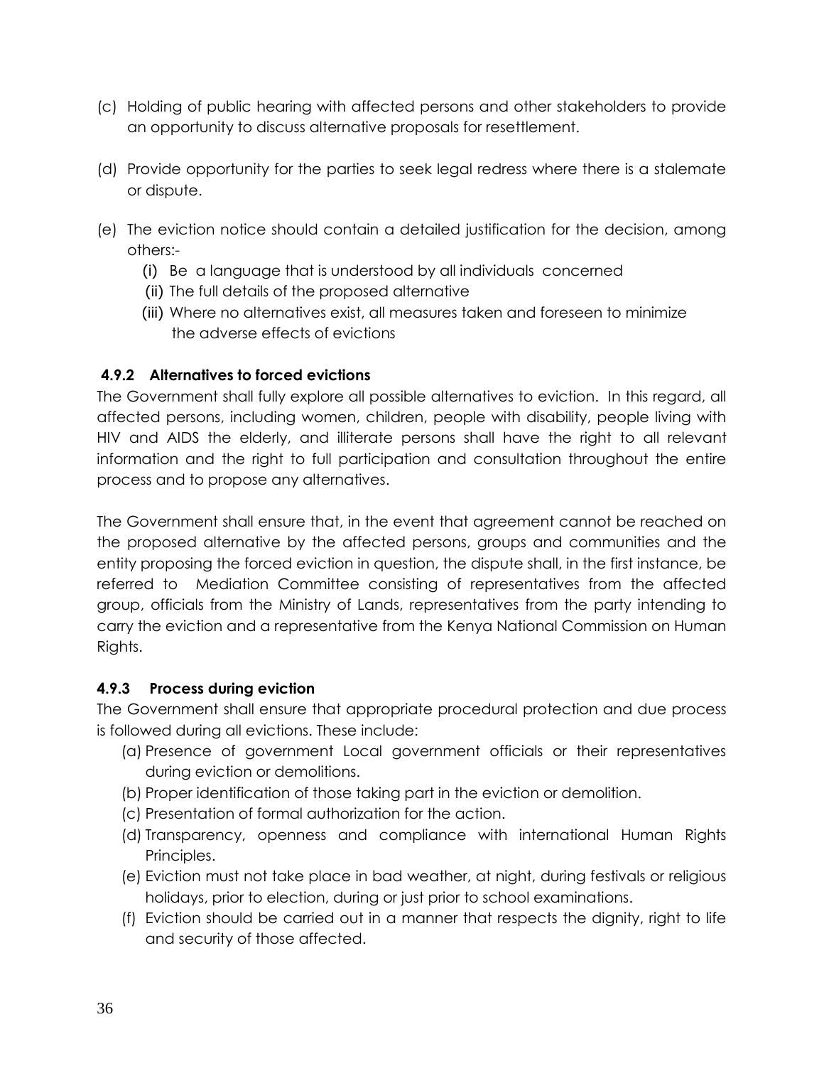(c) Holding of public hearing with affected persons and other stakeholders to provide an opportunity to discuss alternative proposals for resettlement.

(d) Provide opportunity for the parties to seek legal redress where there is a stalemate or dispute.

(e) The eviction notice should contain a detailed justification for the decision, among others:-

   (i) Be a language that is understood by all individuals concerned
   (ii) The full details of the proposed alternative
   (iii) Where no alternatives exist, all measures taken and foreseen to minimize the adverse effects of evictions

#### 4.9.2 Alternatives to forced evictions

The Government shall fully explore all possible alternatives to eviction. In this regard, all affected persons, including women, children, people with disability, people living with HIV and AIDS the elderly, and illiterate persons shall have the right to all relevant information and the right to full participation and consultation throughout the entire process and to propose any alternatives.

The Government shall ensure that, in the event that agreement cannot be reached on the proposed alternative by the affected persons, groups and communities and the entity proposing the forced eviction in question, the dispute shall, in the first instance, be referred to Mediation Committee consisting of representatives from the affected group, officials from the Ministry of Lands, representatives from the party intending to carry the eviction and a representative from the Kenya National Commission on Human Rights.

#### 4.9.3 Process during eviction

The Government shall ensure that appropriate procedural protection and due process is followed during all evictions. These include:

(a) Presence of government Local government officials or their representatives during eviction or demolitions.
(b) Proper identification of those taking part in the eviction or demolition.
(c) Presentation of formal authorization for the action.
(d) Transparency, openness and compliance with international Human Rights Principles.
(e) Eviction must not take place in bad weather, at night, during festivals or religious holidays, prior to election, during or just prior to school examinations.
(f) Eviction should be carried out in a manner that respects the dignity, right to life and security of those affected.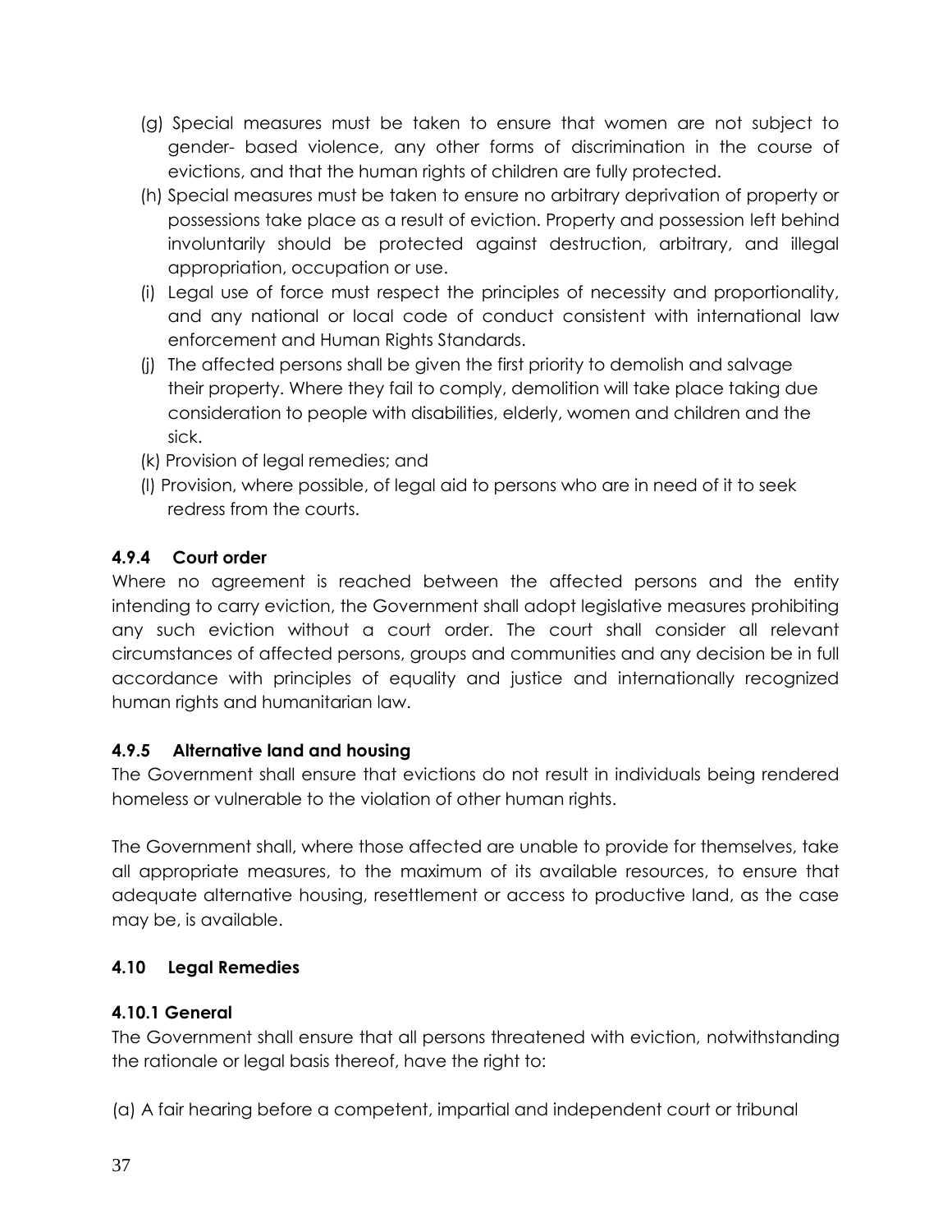(g) Special measures must be taken to ensure that women are not subject to gender- based violence, any other forms of discrimination in the course of evictions, and that the human rights of children are fully protected.

(h) Special measures must be taken to ensure no arbitrary deprivation of property or possessions take place as a result of eviction. Property and possession left behind involuntarily should be protected against destruction, arbitrary, and illegal appropriation, occupation or use.

(i) Legal use of force must respect the principles of necessity and proportionality, and any national or local code of conduct consistent with international law enforcement and Human Rights Standards.

(j) The affected persons shall be given the first priority to demolish and salvage their property. Where they fail to comply, demolition will take place taking due consideration to people with disabilities, elderly, women and children and the sick.

(k) Provision of legal remedies; and

(l) Provision, where possible, of legal aid to persons who are in need of it to seek redress from the courts.

#### 4.9.4 Court order

Where no agreement is reached between the affected persons and the entity intending to carry eviction, the Government shall adopt legislative measures prohibiting any such eviction without a court order. The court shall consider all relevant circumstances of affected persons, groups and communities and any decision be in full accordance with principles of equality and justice and internationally recognized human rights and humanitarian law.

#### 4.9.5 Alternative land and housing

The Government shall ensure that evictions do not result in individuals being rendered homeless or vulnerable to the violation of other human rights.

The Government shall, where those affected are unable to provide for themselves, take all appropriate measures, to the maximum of its available resources, to ensure that adequate alternative housing, resettlement or access to productive land, as the case may be, is available.

### 4.10 Legal Remedies

#### 4.10.1 General

The Government shall ensure that all persons threatened with eviction, notwithstanding the rationale or legal basis thereof, have the right to:

(a) A fair hearing before a competent, impartial and independent court or tribunal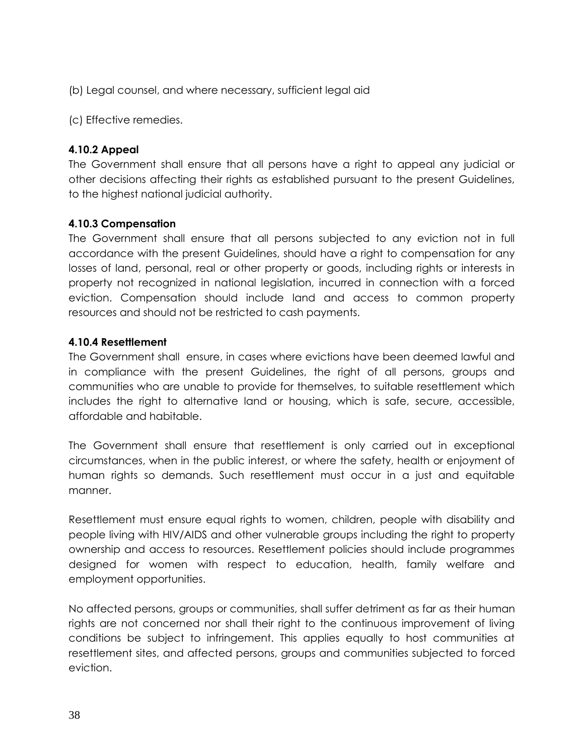(b) Legal counsel, and where necessary, sufficient legal aid

(c) Effective remedies.

#### 4.10.2 Appeal

The Government shall ensure that all persons have a right to appeal any judicial or other decisions affecting their rights as established pursuant to the present Guidelines, to the highest national judicial authority.

#### 4.10.3 Compensation

The Government shall ensure that all persons subjected to any eviction not in full accordance with the present Guidelines, should have a right to compensation for any losses of land, personal, real or other property or goods, including rights or interests in property not recognized in national legislation, incurred in connection with a forced eviction. Compensation should include land and access to common property resources and should not be restricted to cash payments.

#### 4.10.4 Resettlement

The Government shall ensure, in cases where evictions have been deemed lawful and in compliance with the present Guidelines, the right of all persons, groups and communities who are unable to provide for themselves, to suitable resettlement which includes the right to alternative land or housing, which is safe, secure, accessible, affordable and habitable.

The Government shall ensure that resettlement is only carried out in exceptional circumstances, when in the public interest, or where the safety, health or enjoyment of human rights so demands. Such resettlement must occur in a just and equitable manner.

Resettlement must ensure equal rights to women, children, people with disability and people living with HIV/AIDS and other vulnerable groups including the right to property ownership and access to resources. Resettlement policies should include programmes designed for women with respect to education, health, family welfare and employment opportunities.

No affected persons, groups or communities, shall suffer detriment as far as their human rights are not concerned nor shall their right to the continuous improvement of living conditions be subject to infringement. This applies equally to host communities at resettlement sites, and affected persons, groups and communities subjected to forced eviction.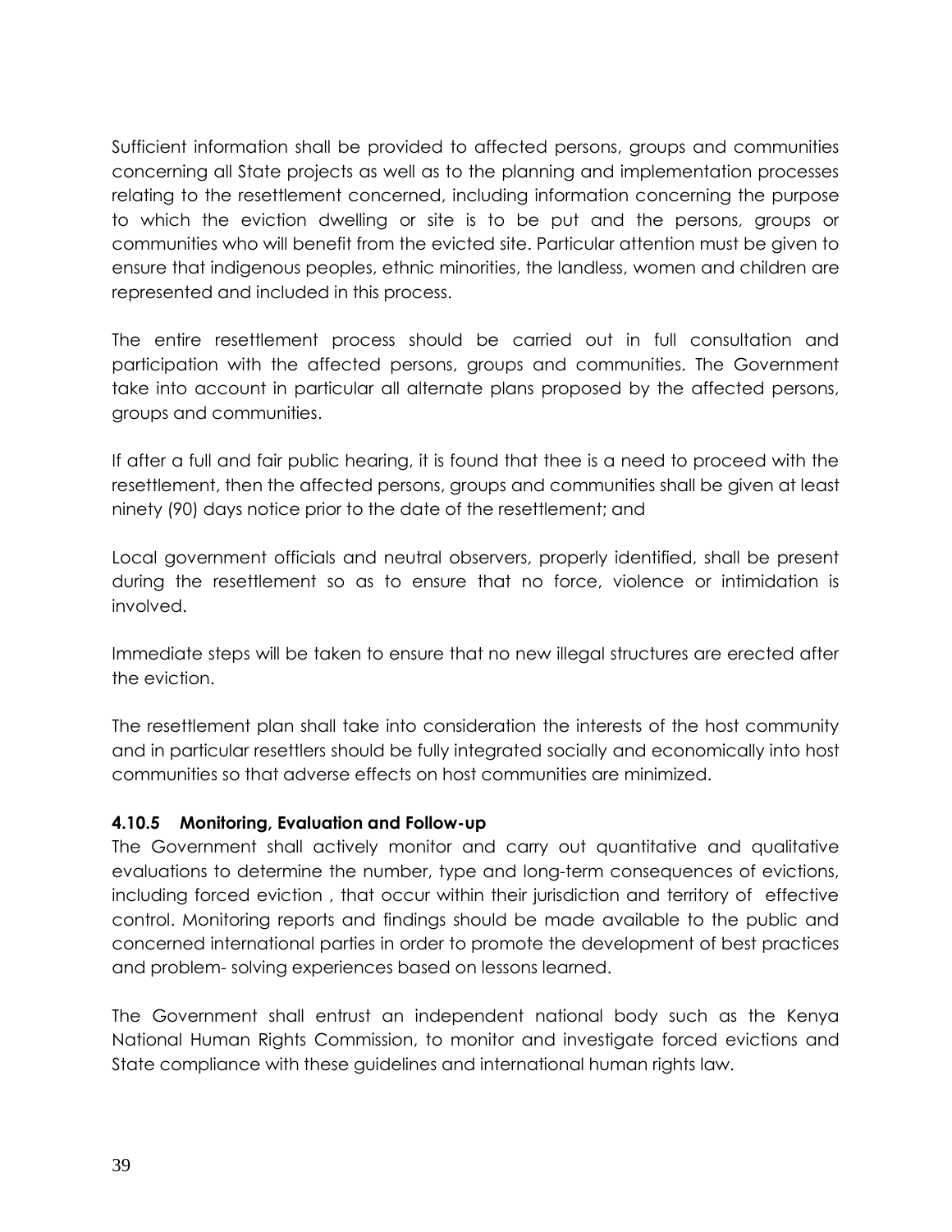Sufficient information shall be provided to affected persons, groups and communities concerning all State projects as well as to the planning and implementation processes relating to the resettlement concerned, including information concerning the purpose to which the eviction dwelling or site is to be put and the persons, groups or communities who will benefit from the evicted site. Particular attention must be given to ensure that indigenous peoples, ethnic minorities, the landless, women and children are represented and included in this process.

The entire resettlement process should be carried out in full consultation and participation with the affected persons, groups and communities. The Government take into account in particular all alternate plans proposed by the affected persons, groups and communities.

If after a full and fair public hearing, it is found that thee is a need to proceed with the resettlement, then the affected persons, groups and communities shall be given at least ninety (90) days notice prior to the date of the resettlement; and

Local government officials and neutral observers, properly identified, shall be present during the resettlement so as to ensure that no force, violence or intimidation is involved.

Immediate steps will be taken to ensure that no new illegal structures are erected after the eviction.

The resettlement plan shall take into consideration the interests of the host community and in particular resettlers should be fully integrated socially and economically into host communities so that adverse effects on host communities are minimized.

#### 4.10.5 Monitoring, Evaluation and Follow-up

The Government shall actively monitor and carry out quantitative and qualitative evaluations to determine the number, type and long-term consequences of evictions, including forced eviction , that occur within their jurisdiction and territory of effective control. Monitoring reports and findings should be made available to the public and concerned international parties in order to promote the development of best practices and problem- solving experiences based on lessons learned.

The Government shall entrust an independent national body such as the Kenya National Human Rights Commission, to monitor and investigate forced evictions and State compliance with these guidelines and international human rights law.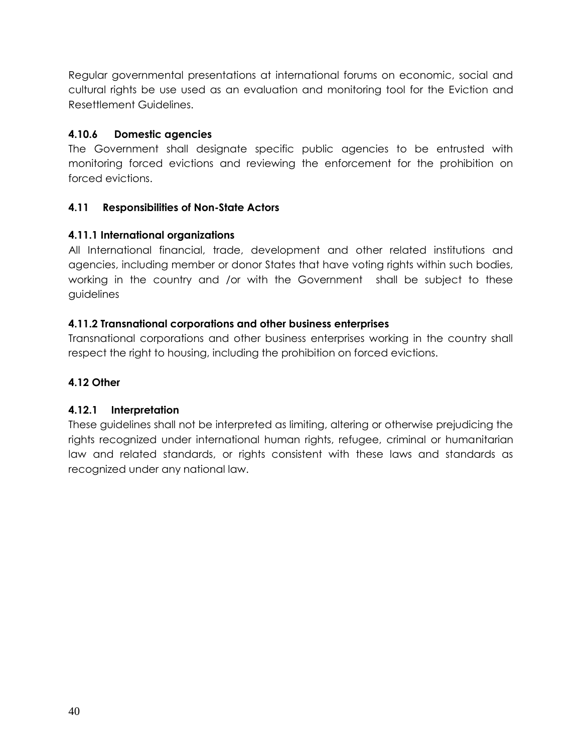Regular governmental presentations at international forums on economic, social and cultural rights be use used as an evaluation and monitoring tool for the Eviction and Resettlement Guidelines.

#### 4.10.6 Domestic agencies

The Government shall designate specific public agencies to be entrusted with monitoring forced evictions and reviewing the enforcement for the prohibition on forced evictions.

### 4.11 Responsibilities of Non-State Actors

#### 4.11.1 International organizations

All International financial, trade, development and other related institutions and agencies, including member or donor States that have voting rights within such bodies, working in the country and /or with the Government shall be subject to these guidelines

#### 4.11.2 Transnational corporations and other business enterprises

Transnational corporations and other business enterprises working in the country shall respect the right to housing, including the prohibition on forced evictions.

### 4.12 Other

#### 4.12.1 Interpretation

These guidelines shall not be interpreted as limiting, altering or otherwise prejudicing the rights recognized under international human rights, refugee, criminal or humanitarian law and related standards, or rights consistent with these laws and standards as recognized under any national law.